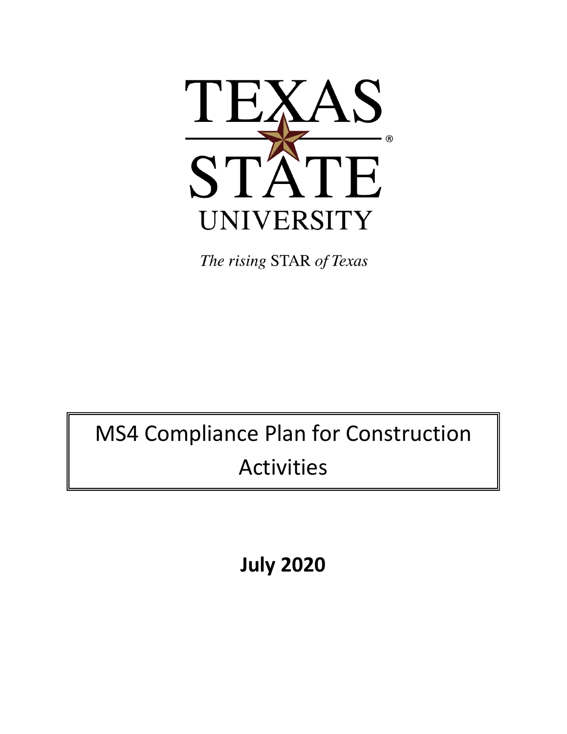TEXAS
STATE
UNIVERSITY

*The rising* STAR *of Texas*

# MS4 Compliance Plan for Construction Activities

**July 2020**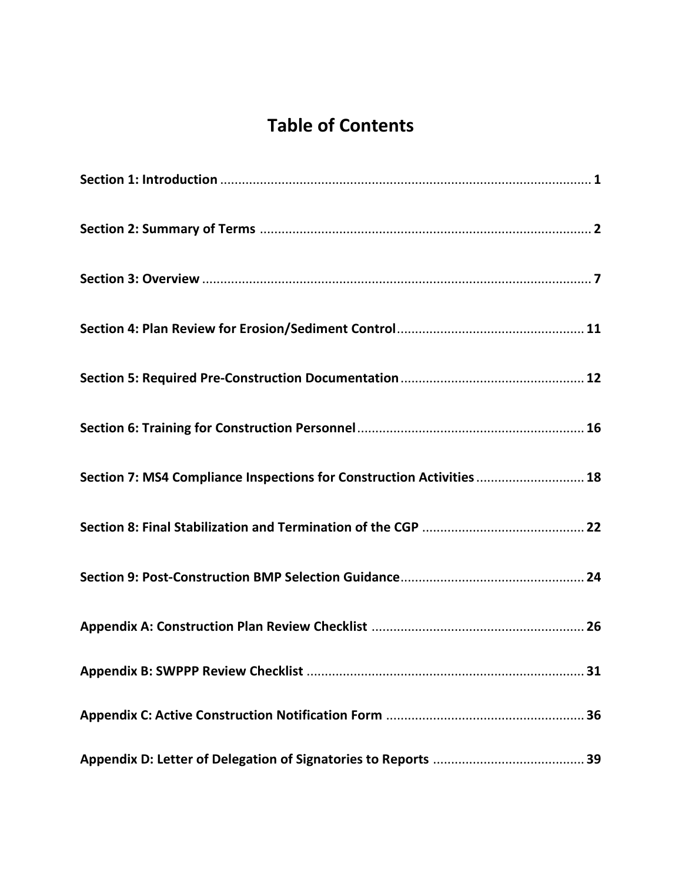# Table of Contents

**Section 1: Introduction** ........................................................................................................ **1**

**Section 2: Summary of Terms** ............................................................................................ **2**

**Section 3: Overview** ............................................................................................................ **7**

**Section 4: Plan Review for Erosion/Sediment Control** .................................................... **11**

**Section 5: Required Pre-Construction Documentation** ................................................... **12**

**Section 6: Training for Construction Personnel** ............................................................... **16**

**Section 7: MS4 Compliance Inspections for Construction Activities** .............................. **18**

**Section 8: Final Stabilization and Termination of the CGP** ............................................. **22**

**Section 9: Post-Construction BMP Selection Guidance** ................................................... **24**

**Appendix A: Construction Plan Review Checklist** ........................................................... **26**

**Appendix B: SWPPP Review Checklist** ............................................................................. **31**

**Appendix C: Active Construction Notification Form** ....................................................... **36**

**Appendix D: Letter of Delegation of Signatories to Reports** .......................................... **39**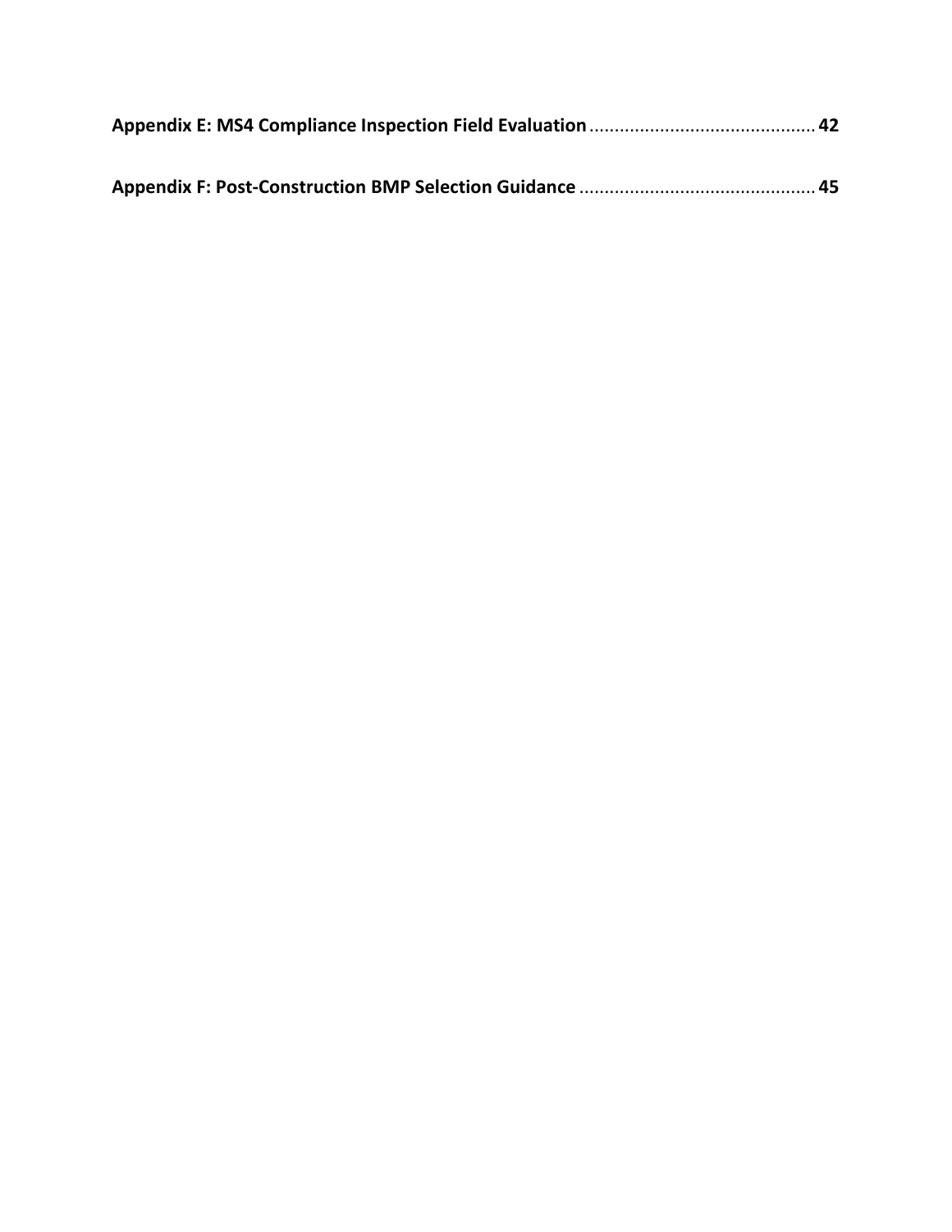**Appendix E: MS4 Compliance Inspection Field Evaluation** ............................................ **42**

**Appendix F: Post-Construction BMP Selection Guidance** .............................................. **45**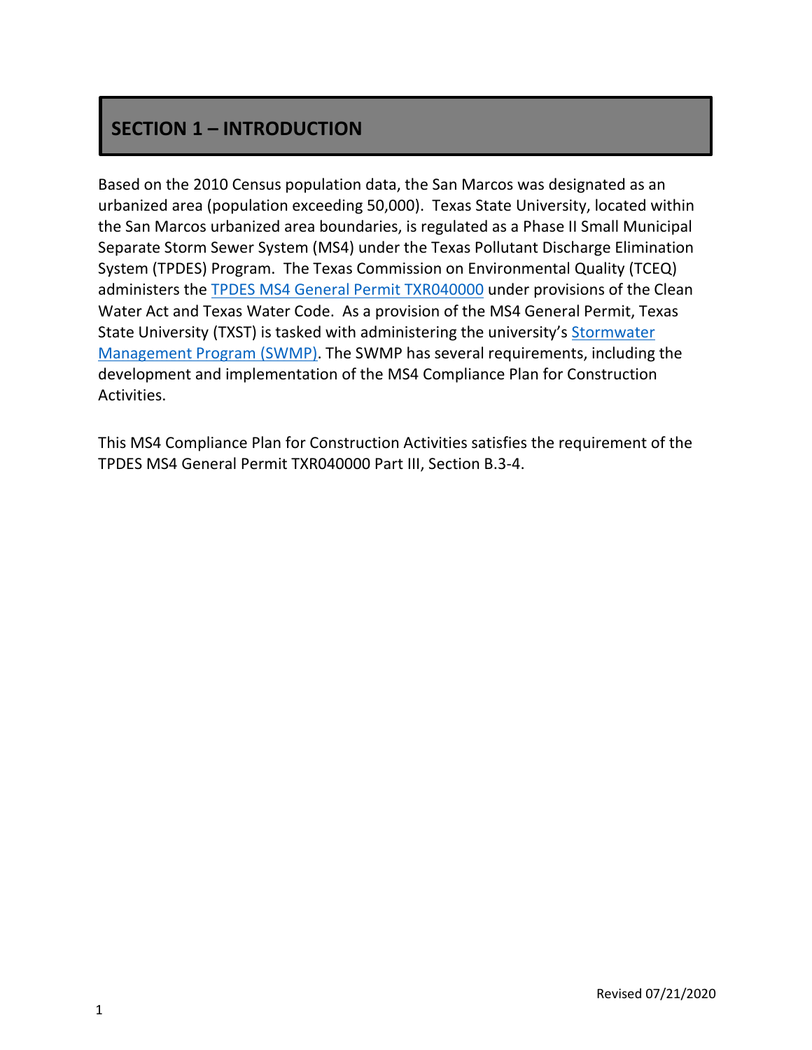# SECTION 1 – INTRODUCTION

Based on the 2010 Census population data, the San Marcos was designated as an urbanized area (population exceeding 50,000). Texas State University, located within the San Marcos urbanized area boundaries, is regulated as a Phase II Small Municipal Separate Storm Sewer System (MS4) under the Texas Pollutant Discharge Elimination System (TPDES) Program. The Texas Commission on Environmental Quality (TCEQ) administers the TPDES MS4 General Permit TXR040000 under provisions of the Clean Water Act and Texas Water Code. As a provision of the MS4 General Permit, Texas State University (TXST) is tasked with administering the university's Stormwater Management Program (SWMP). The SWMP has several requirements, including the development and implementation of the MS4 Compliance Plan for Construction Activities.

This MS4 Compliance Plan for Construction Activities satisfies the requirement of the TPDES MS4 General Permit TXR040000 Part III, Section B.3-4.

Revised 07/21/2020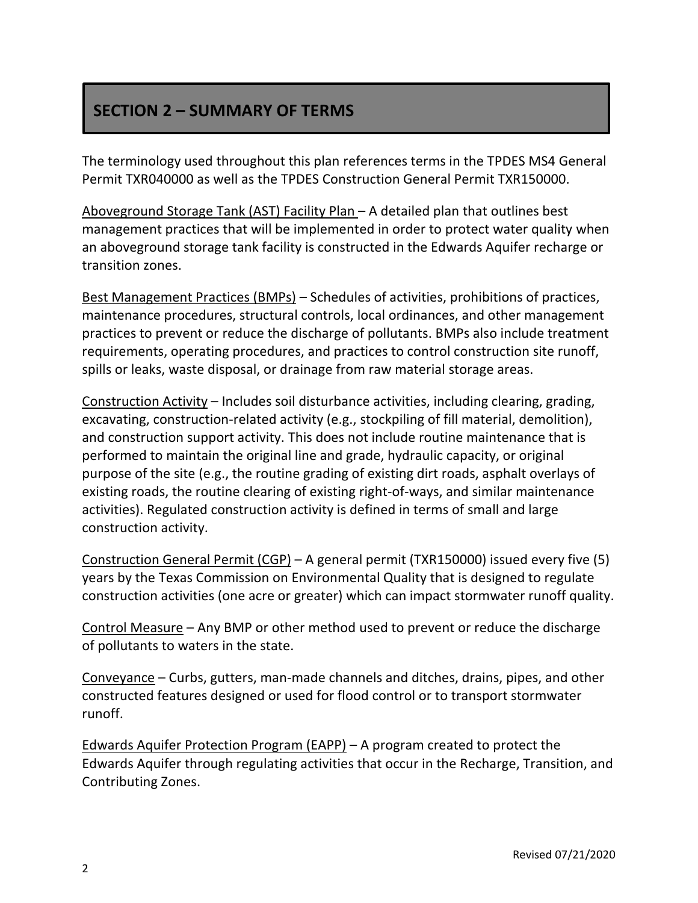## SECTION 2 – SUMMARY OF TERMS

The terminology used throughout this plan references terms in the TPDES MS4 General Permit TXR040000 as well as the TPDES Construction General Permit TXR150000.

Aboveground Storage Tank (AST) Facility Plan – A detailed plan that outlines best management practices that will be implemented in order to protect water quality when an aboveground storage tank facility is constructed in the Edwards Aquifer recharge or transition zones.

Best Management Practices (BMPs) – Schedules of activities, prohibitions of practices, maintenance procedures, structural controls, local ordinances, and other management practices to prevent or reduce the discharge of pollutants. BMPs also include treatment requirements, operating procedures, and practices to control construction site runoff, spills or leaks, waste disposal, or drainage from raw material storage areas.

Construction Activity – Includes soil disturbance activities, including clearing, grading, excavating, construction-related activity (e.g., stockpiling of fill material, demolition), and construction support activity. This does not include routine maintenance that is performed to maintain the original line and grade, hydraulic capacity, or original purpose of the site (e.g., the routine grading of existing dirt roads, asphalt overlays of existing roads, the routine clearing of existing right-of-ways, and similar maintenance activities). Regulated construction activity is defined in terms of small and large construction activity.

Construction General Permit (CGP) – A general permit (TXR150000) issued every five (5) years by the Texas Commission on Environmental Quality that is designed to regulate construction activities (one acre or greater) which can impact stormwater runoff quality.

Control Measure – Any BMP or other method used to prevent or reduce the discharge of pollutants to waters in the state.

Conveyance – Curbs, gutters, man-made channels and ditches, drains, pipes, and other constructed features designed or used for flood control or to transport stormwater runoff.

Edwards Aquifer Protection Program (EAPP) – A program created to protect the Edwards Aquifer through regulating activities that occur in the Recharge, Transition, and Contributing Zones.

Revised 07/21/2020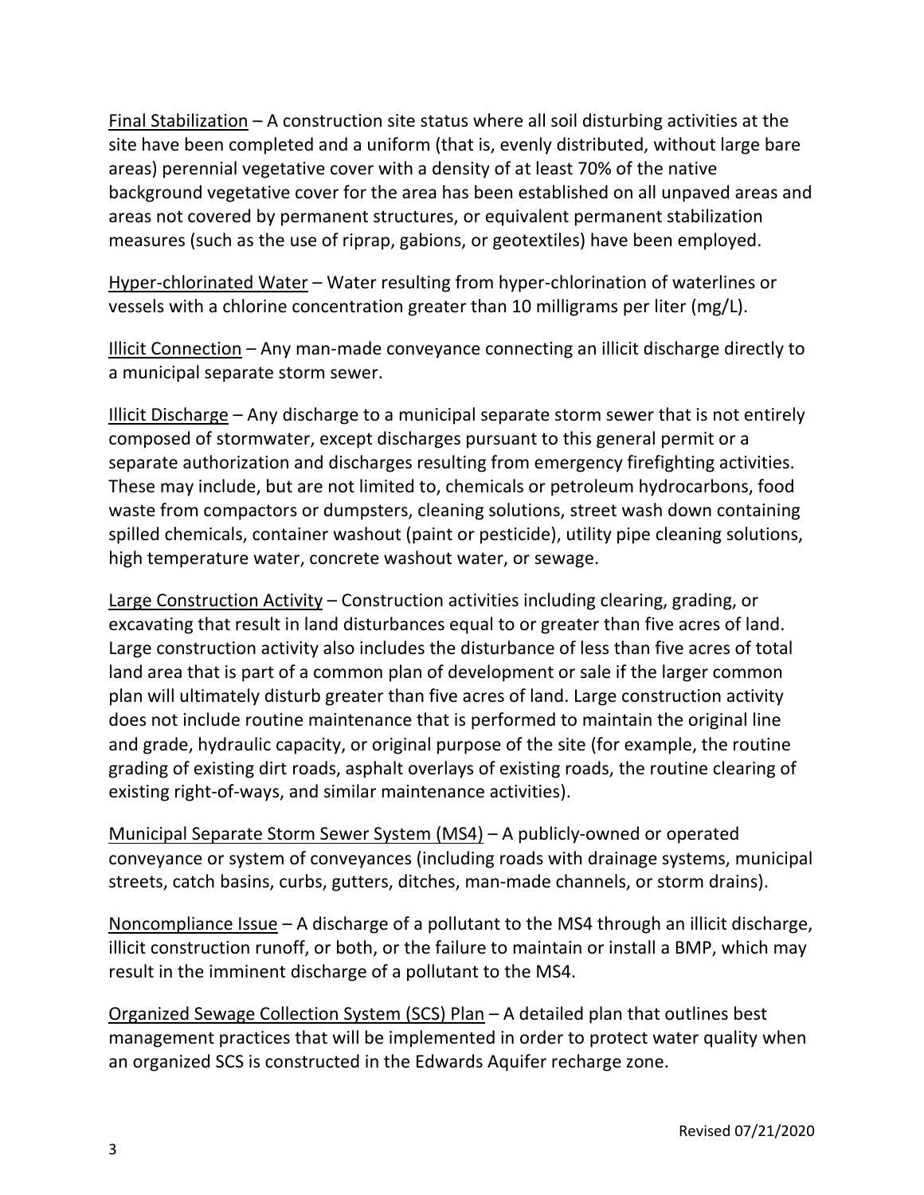Final Stabilization – A construction site status where all soil disturbing activities at the site have been completed and a uniform (that is, evenly distributed, without large bare areas) perennial vegetative cover with a density of at least 70% of the native background vegetative cover for the area has been established on all unpaved areas and areas not covered by permanent structures, or equivalent permanent stabilization measures (such as the use of riprap, gabions, or geotextiles) have been employed.

Hyper-chlorinated Water – Water resulting from hyper-chlorination of waterlines or vessels with a chlorine concentration greater than 10 milligrams per liter (mg/L).

Illicit Connection – Any man-made conveyance connecting an illicit discharge directly to a municipal separate storm sewer.

Illicit Discharge – Any discharge to a municipal separate storm sewer that is not entirely composed of stormwater, except discharges pursuant to this general permit or a separate authorization and discharges resulting from emergency firefighting activities. These may include, but are not limited to, chemicals or petroleum hydrocarbons, food waste from compactors or dumpsters, cleaning solutions, street wash down containing spilled chemicals, container washout (paint or pesticide), utility pipe cleaning solutions, high temperature water, concrete washout water, or sewage.

Large Construction Activity – Construction activities including clearing, grading, or excavating that result in land disturbances equal to or greater than five acres of land. Large construction activity also includes the disturbance of less than five acres of total land area that is part of a common plan of development or sale if the larger common plan will ultimately disturb greater than five acres of land. Large construction activity does not include routine maintenance that is performed to maintain the original line and grade, hydraulic capacity, or original purpose of the site (for example, the routine grading of existing dirt roads, asphalt overlays of existing roads, the routine clearing of existing right-of-ways, and similar maintenance activities).

Municipal Separate Storm Sewer System (MS4) – A publicly-owned or operated conveyance or system of conveyances (including roads with drainage systems, municipal streets, catch basins, curbs, gutters, ditches, man-made channels, or storm drains).

Noncompliance Issue – A discharge of a pollutant to the MS4 through an illicit discharge, illicit construction runoff, or both, or the failure to maintain or install a BMP, which may result in the imminent discharge of a pollutant to the MS4.

Organized Sewage Collection System (SCS) Plan – A detailed plan that outlines best management practices that will be implemented in order to protect water quality when an organized SCS is constructed in the Edwards Aquifer recharge zone.

Revised 07/21/2020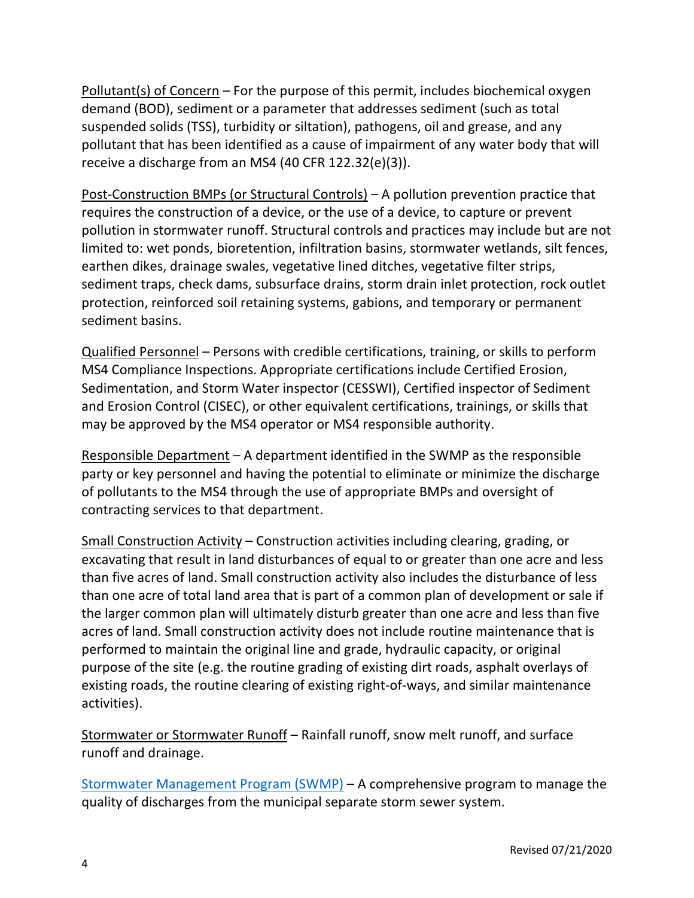Pollutant(s) of Concern – For the purpose of this permit, includes biochemical oxygen demand (BOD), sediment or a parameter that addresses sediment (such as total suspended solids (TSS), turbidity or siltation), pathogens, oil and grease, and any pollutant that has been identified as a cause of impairment of any water body that will receive a discharge from an MS4 (40 CFR 122.32(e)(3)).

Post-Construction BMPs (or Structural Controls) – A pollution prevention practice that requires the construction of a device, or the use of a device, to capture or prevent pollution in stormwater runoff. Structural controls and practices may include but are not limited to: wet ponds, bioretention, infiltration basins, stormwater wetlands, silt fences, earthen dikes, drainage swales, vegetative lined ditches, vegetative filter strips, sediment traps, check dams, subsurface drains, storm drain inlet protection, rock outlet protection, reinforced soil retaining systems, gabions, and temporary or permanent sediment basins.

Qualified Personnel – Persons with credible certifications, training, or skills to perform MS4 Compliance Inspections. Appropriate certifications include Certified Erosion, Sedimentation, and Storm Water inspector (CESSWI), Certified inspector of Sediment and Erosion Control (CISEC), or other equivalent certifications, trainings, or skills that may be approved by the MS4 operator or MS4 responsible authority.

Responsible Department – A department identified in the SWMP as the responsible party or key personnel and having the potential to eliminate or minimize the discharge of pollutants to the MS4 through the use of appropriate BMPs and oversight of contracting services to that department.

Small Construction Activity – Construction activities including clearing, grading, or excavating that result in land disturbances of equal to or greater than one acre and less than five acres of land. Small construction activity also includes the disturbance of less than one acre of total land area that is part of a common plan of development or sale if the larger common plan will ultimately disturb greater than one acre and less than five acres of land. Small construction activity does not include routine maintenance that is performed to maintain the original line and grade, hydraulic capacity, or original purpose of the site (e.g. the routine grading of existing dirt roads, asphalt overlays of existing roads, the routine clearing of existing right-of-ways, and similar maintenance activities).

Stormwater or Stormwater Runoff – Rainfall runoff, snow melt runoff, and surface runoff and drainage.

Stormwater Management Program (SWMP) – A comprehensive program to manage the quality of discharges from the municipal separate storm sewer system.

Revised 07/21/2020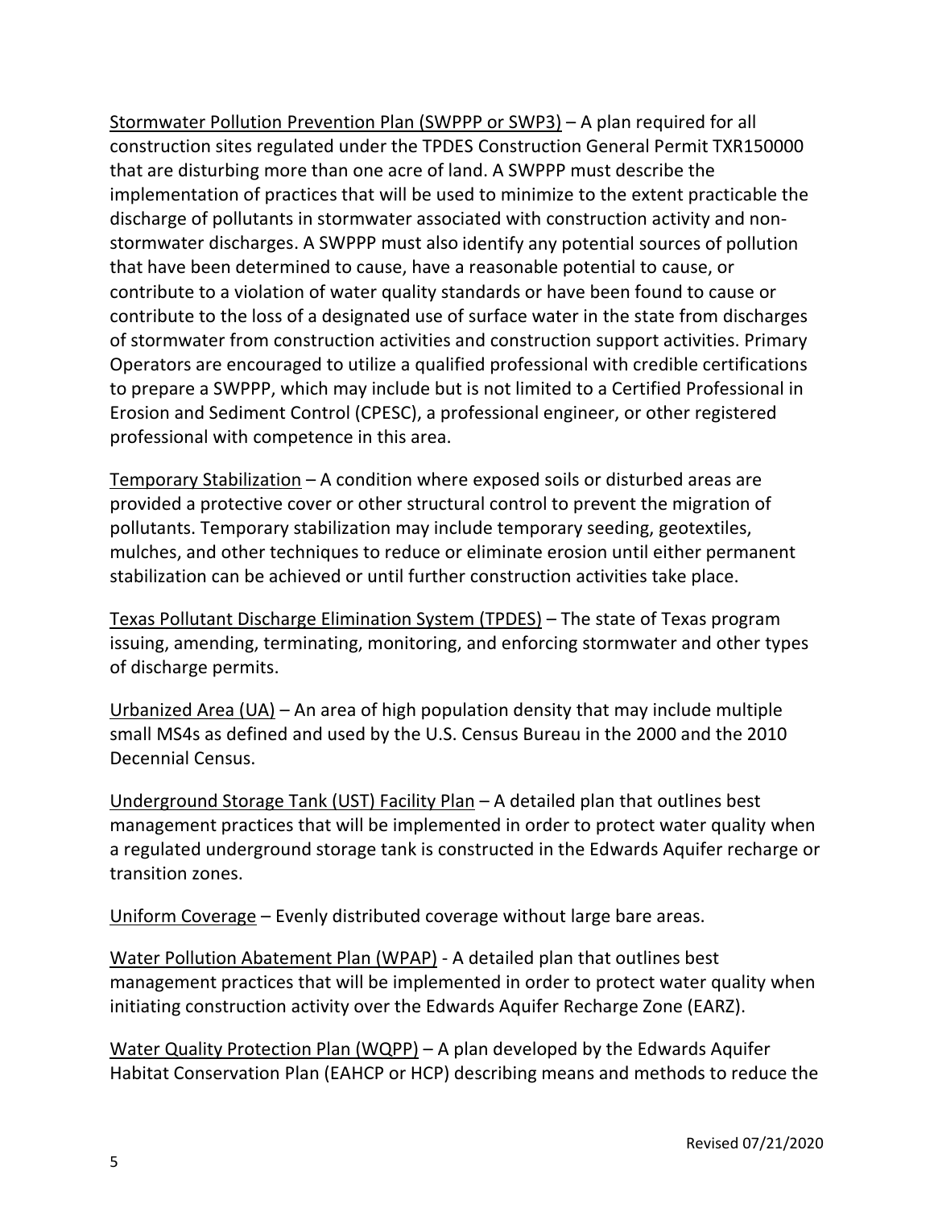Stormwater Pollution Prevention Plan (SWPPP or SWP3) – A plan required for all construction sites regulated under the TPDES Construction General Permit TXR150000 that are disturbing more than one acre of land. A SWPPP must describe the implementation of practices that will be used to minimize to the extent practicable the discharge of pollutants in stormwater associated with construction activity and non-stormwater discharges. A SWPPP must also identify any potential sources of pollution that have been determined to cause, have a reasonable potential to cause, or contribute to a violation of water quality standards or have been found to cause or contribute to the loss of a designated use of surface water in the state from discharges of stormwater from construction activities and construction support activities. Primary Operators are encouraged to utilize a qualified professional with credible certifications to prepare a SWPPP, which may include but is not limited to a Certified Professional in Erosion and Sediment Control (CPESC), a professional engineer, or other registered professional with competence in this area.

Temporary Stabilization – A condition where exposed soils or disturbed areas are provided a protective cover or other structural control to prevent the migration of pollutants. Temporary stabilization may include temporary seeding, geotextiles, mulches, and other techniques to reduce or eliminate erosion until either permanent stabilization can be achieved or until further construction activities take place.

Texas Pollutant Discharge Elimination System (TPDES) – The state of Texas program issuing, amending, terminating, monitoring, and enforcing stormwater and other types of discharge permits.

Urbanized Area (UA) – An area of high population density that may include multiple small MS4s as defined and used by the U.S. Census Bureau in the 2000 and the 2010 Decennial Census.

Underground Storage Tank (UST) Facility Plan – A detailed plan that outlines best management practices that will be implemented in order to protect water quality when a regulated underground storage tank is constructed in the Edwards Aquifer recharge or transition zones.

Uniform Coverage – Evenly distributed coverage without large bare areas.

Water Pollution Abatement Plan (WPAP) - A detailed plan that outlines best management practices that will be implemented in order to protect water quality when initiating construction activity over the Edwards Aquifer Recharge Zone (EARZ).

Water Quality Protection Plan (WQPP) – A plan developed by the Edwards Aquifer Habitat Conservation Plan (EAHCP or HCP) describing means and methods to reduce the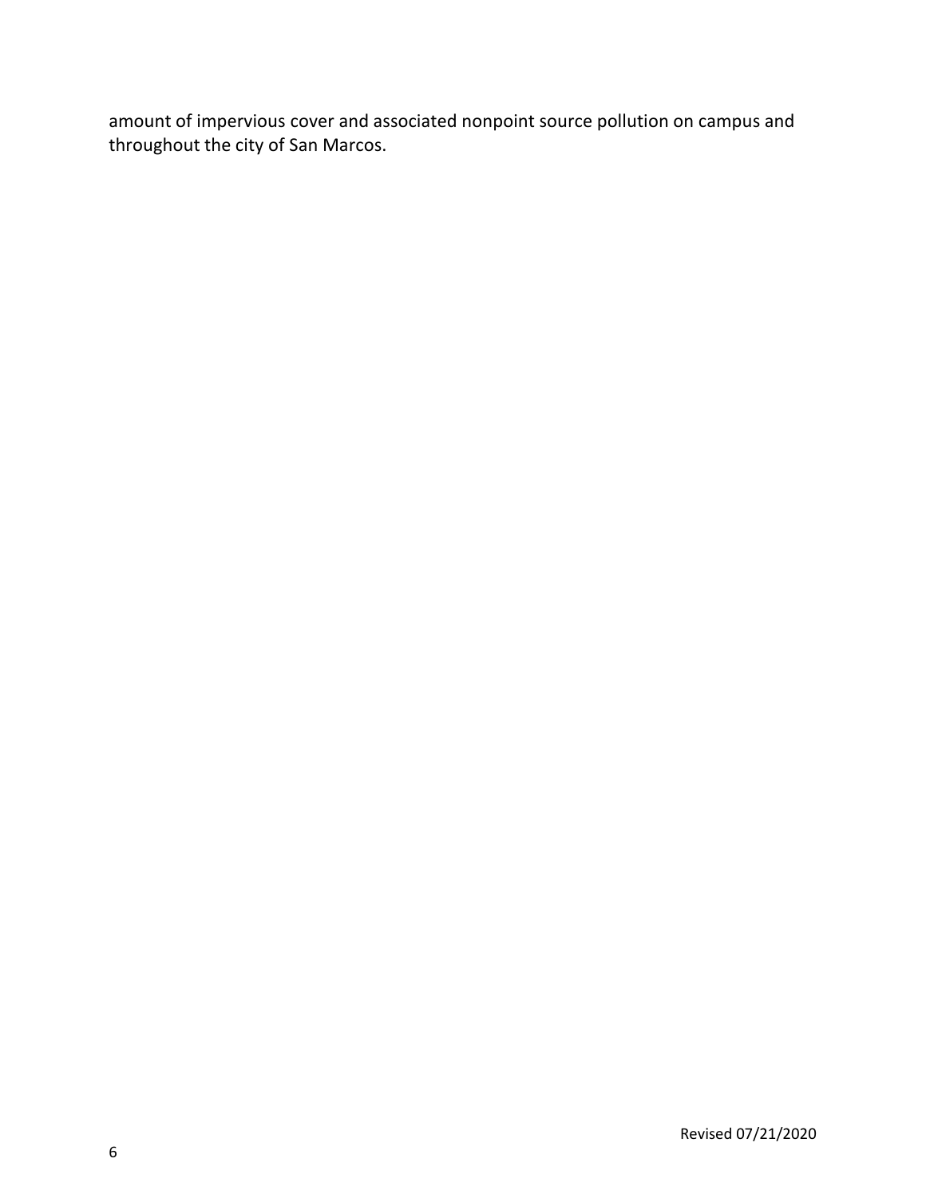amount of impervious cover and associated nonpoint source pollution on campus and throughout the city of San Marcos.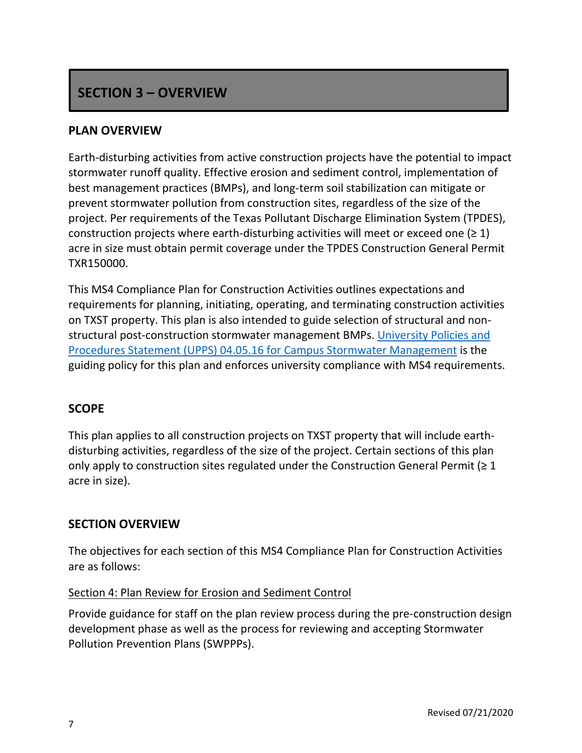# SECTION 3 – OVERVIEW

## PLAN OVERVIEW

Earth-disturbing activities from active construction projects have the potential to impact stormwater runoff quality. Effective erosion and sediment control, implementation of best management practices (BMPs), and long-term soil stabilization can mitigate or prevent stormwater pollution from construction sites, regardless of the size of the project. Per requirements of the Texas Pollutant Discharge Elimination System (TPDES), construction projects where earth-disturbing activities will meet or exceed one (≥ 1) acre in size must obtain permit coverage under the TPDES Construction General Permit TXR150000.

This MS4 Compliance Plan for Construction Activities outlines expectations and requirements for planning, initiating, operating, and terminating construction activities on TXST property. This plan is also intended to guide selection of structural and non-structural post-construction stormwater management BMPs. University Policies and Procedures Statement (UPPS) 04.05.16 for Campus Stormwater Management is the guiding policy for this plan and enforces university compliance with MS4 requirements.

## SCOPE

This plan applies to all construction projects on TXST property that will include earth-disturbing activities, regardless of the size of the project. Certain sections of this plan only apply to construction sites regulated under the Construction General Permit (≥ 1 acre in size).

## SECTION OVERVIEW

The objectives for each section of this MS4 Compliance Plan for Construction Activities are as follows:

Section 4: Plan Review for Erosion and Sediment Control

Provide guidance for staff on the plan review process during the pre-construction design development phase as well as the process for reviewing and accepting Stormwater Pollution Prevention Plans (SWPPPs).

Revised 07/21/2020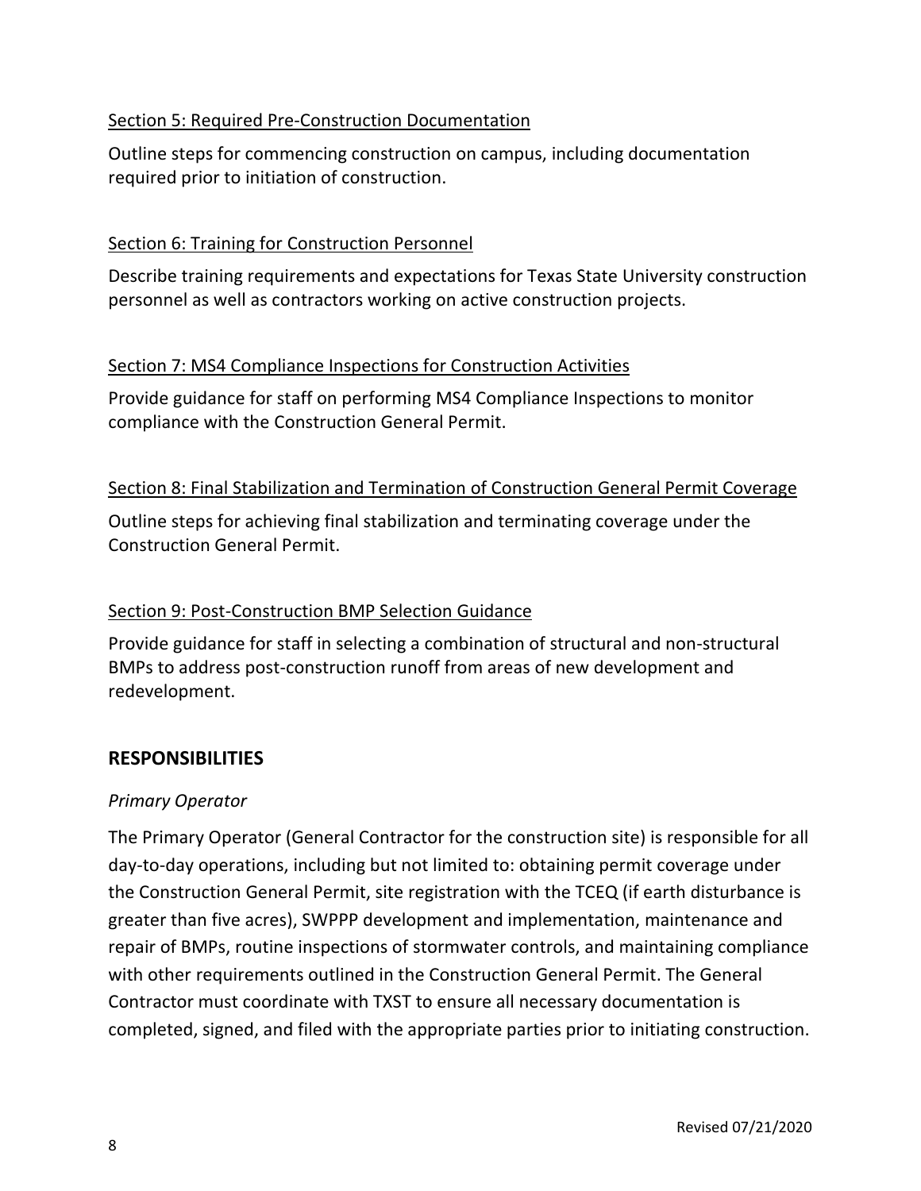Section 5: Required Pre-Construction Documentation

Outline steps for commencing construction on campus, including documentation required prior to initiation of construction.

Section 6: Training for Construction Personnel

Describe training requirements and expectations for Texas State University construction personnel as well as contractors working on active construction projects.

Section 7: MS4 Compliance Inspections for Construction Activities

Provide guidance for staff on performing MS4 Compliance Inspections to monitor compliance with the Construction General Permit.

Section 8: Final Stabilization and Termination of Construction General Permit Coverage

Outline steps for achieving final stabilization and terminating coverage under the Construction General Permit.

Section 9: Post-Construction BMP Selection Guidance

Provide guidance for staff in selecting a combination of structural and non-structural BMPs to address post-construction runoff from areas of new development and redevelopment.

## RESPONSIBILITIES

*Primary Operator*

The Primary Operator (General Contractor for the construction site) is responsible for all day-to-day operations, including but not limited to: obtaining permit coverage under the Construction General Permit, site registration with the TCEQ (if earth disturbance is greater than five acres), SWPPP development and implementation, maintenance and repair of BMPs, routine inspections of stormwater controls, and maintaining compliance with other requirements outlined in the Construction General Permit. The General Contractor must coordinate with TXST to ensure all necessary documentation is completed, signed, and filed with the appropriate parties prior to initiating construction.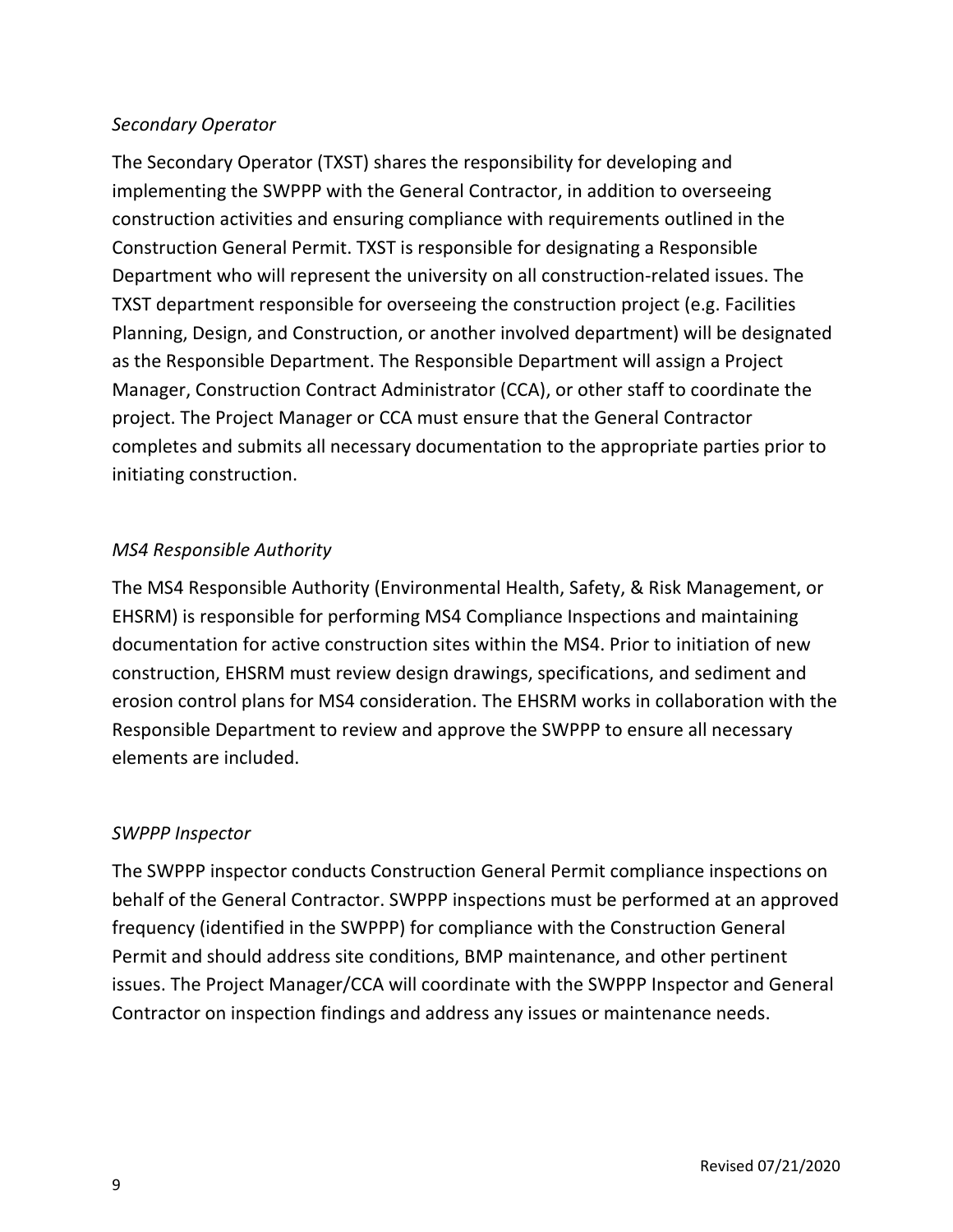*Secondary Operator*

The Secondary Operator (TXST) shares the responsibility for developing and implementing the SWPPP with the General Contractor, in addition to overseeing construction activities and ensuring compliance with requirements outlined in the Construction General Permit. TXST is responsible for designating a Responsible Department who will represent the university on all construction-related issues. The TXST department responsible for overseeing the construction project (e.g. Facilities Planning, Design, and Construction, or another involved department) will be designated as the Responsible Department. The Responsible Department will assign a Project Manager, Construction Contract Administrator (CCA), or other staff to coordinate the project. The Project Manager or CCA must ensure that the General Contractor completes and submits all necessary documentation to the appropriate parties prior to initiating construction.

*MS4 Responsible Authority*

The MS4 Responsible Authority (Environmental Health, Safety, & Risk Management, or EHSRM) is responsible for performing MS4 Compliance Inspections and maintaining documentation for active construction sites within the MS4. Prior to initiation of new construction, EHSRM must review design drawings, specifications, and sediment and erosion control plans for MS4 consideration. The EHSRM works in collaboration with the Responsible Department to review and approve the SWPPP to ensure all necessary elements are included.

*SWPPP Inspector*

The SWPPP inspector conducts Construction General Permit compliance inspections on behalf of the General Contractor. SWPPP inspections must be performed at an approved frequency (identified in the SWPPP) for compliance with the Construction General Permit and should address site conditions, BMP maintenance, and other pertinent issues. The Project Manager/CCA will coordinate with the SWPPP Inspector and General Contractor on inspection findings and address any issues or maintenance needs.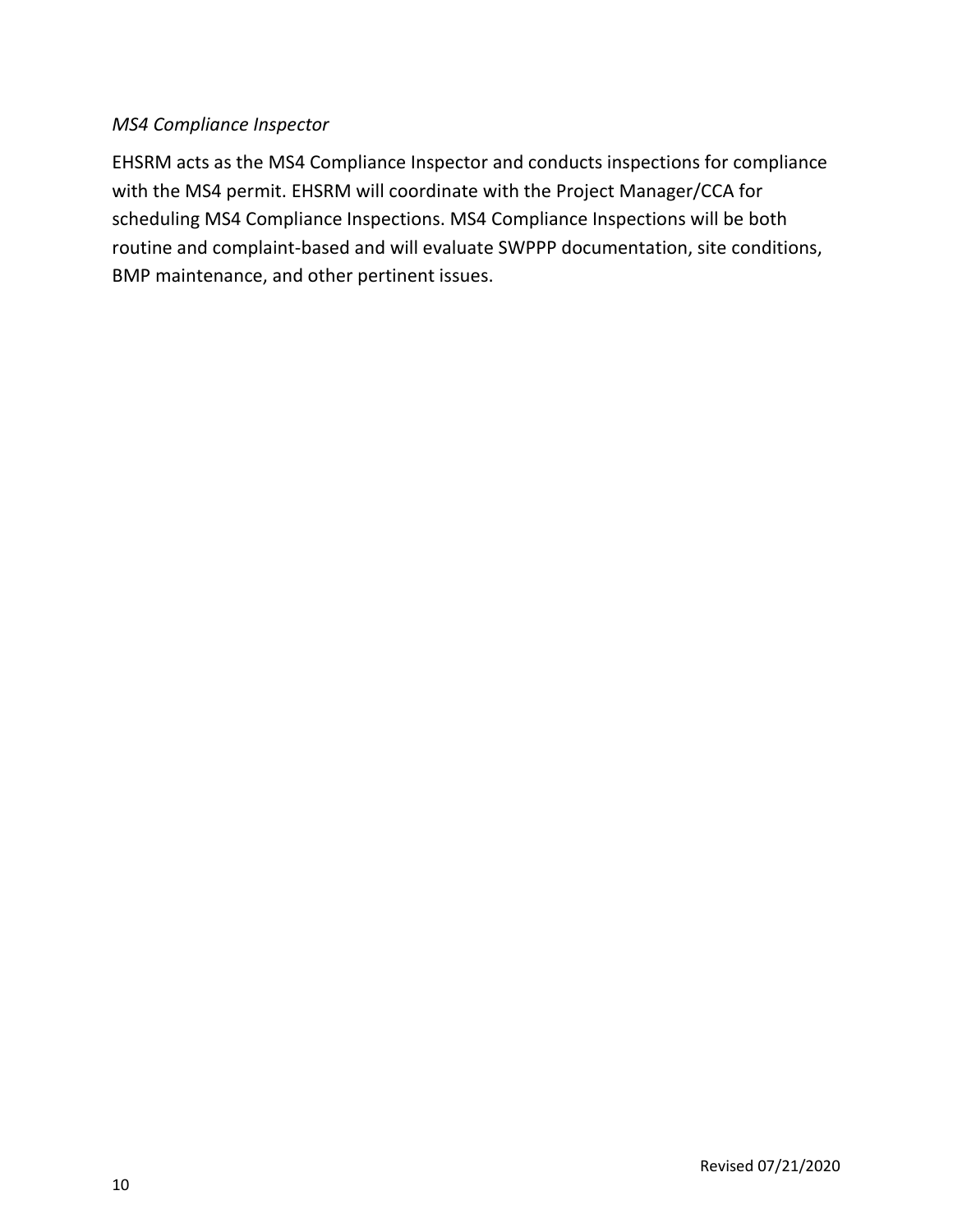*MS4 Compliance Inspector*

EHSRM acts as the MS4 Compliance Inspector and conducts inspections for compliance with the MS4 permit. EHSRM will coordinate with the Project Manager/CCA for scheduling MS4 Compliance Inspections. MS4 Compliance Inspections will be both routine and complaint-based and will evaluate SWPPP documentation, site conditions, BMP maintenance, and other pertinent issues.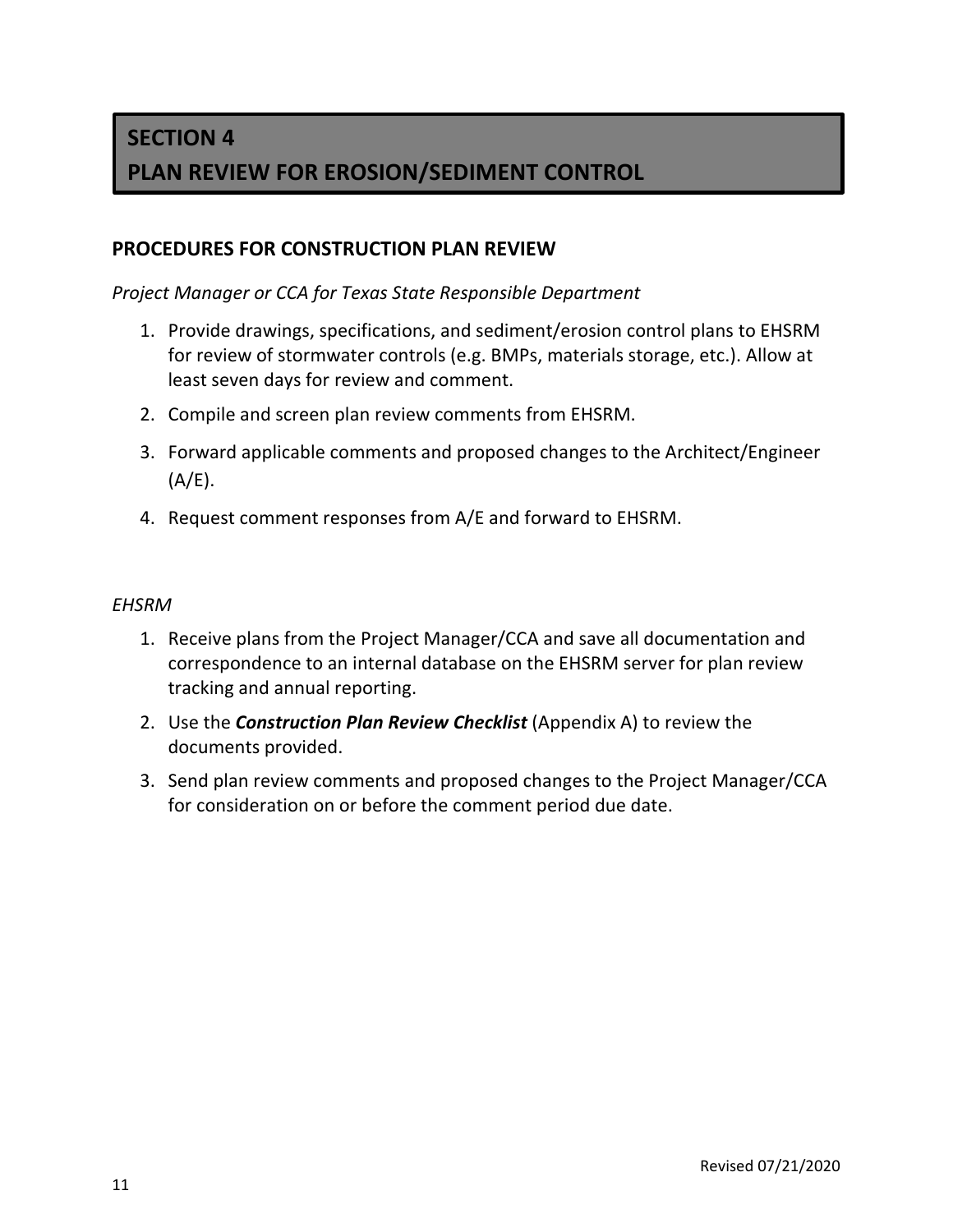# SECTION 4
# PLAN REVIEW FOR EROSION/SEDIMENT CONTROL

## PROCEDURES FOR CONSTRUCTION PLAN REVIEW

*Project Manager or CCA for Texas State Responsible Department*

1. Provide drawings, specifications, and sediment/erosion control plans to EHSRM for review of stormwater controls (e.g. BMPs, materials storage, etc.). Allow at least seven days for review and comment.
2. Compile and screen plan review comments from EHSRM.
3. Forward applicable comments and proposed changes to the Architect/Engineer (A/E).
4. Request comment responses from A/E and forward to EHSRM.

*EHSRM*

1. Receive plans from the Project Manager/CCA and save all documentation and correspondence to an internal database on the EHSRM server for plan review tracking and annual reporting.
2. Use the ***Construction Plan Review Checklist*** (Appendix A) to review the documents provided.
3. Send plan review comments and proposed changes to the Project Manager/CCA for consideration on or before the comment period due date.

Revised 07/21/2020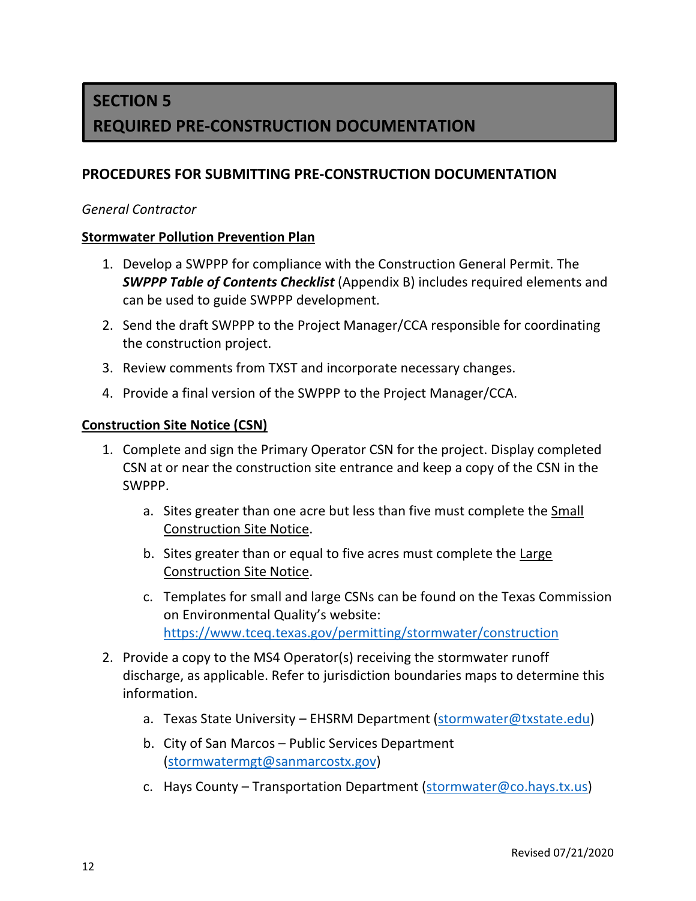# SECTION 5
# REQUIRED PRE-CONSTRUCTION DOCUMENTATION

## PROCEDURES FOR SUBMITTING PRE-CONSTRUCTION DOCUMENTATION

*General Contractor*

**Stormwater Pollution Prevention Plan**

1. Develop a SWPPP for compliance with the Construction General Permit. The ***SWPPP Table of Contents Checklist*** (Appendix B) includes required elements and can be used to guide SWPPP development.
2. Send the draft SWPPP to the Project Manager/CCA responsible for coordinating the construction project.
3. Review comments from TXST and incorporate necessary changes.
4. Provide a final version of the SWPPP to the Project Manager/CCA.

**Construction Site Notice (CSN)**

1. Complete and sign the Primary Operator CSN for the project. Display completed CSN at or near the construction site entrance and keep a copy of the CSN in the SWPPP.
   a. Sites greater than one acre but less than five must complete the Small Construction Site Notice.
   b. Sites greater than or equal to five acres must complete the Large Construction Site Notice.
   c. Templates for small and large CSNs can be found on the Texas Commission on Environmental Quality's website: https://www.tceq.texas.gov/permitting/stormwater/construction
2. Provide a copy to the MS4 Operator(s) receiving the stormwater runoff discharge, as applicable. Refer to jurisdiction boundaries maps to determine this information.
   a. Texas State University – EHSRM Department (stormwater@txstate.edu)
   b. City of San Marcos – Public Services Department (stormwatermgt@sanmarcostx.gov)
   c. Hays County – Transportation Department (stormwater@co.hays.tx.us)

Revised 07/21/2020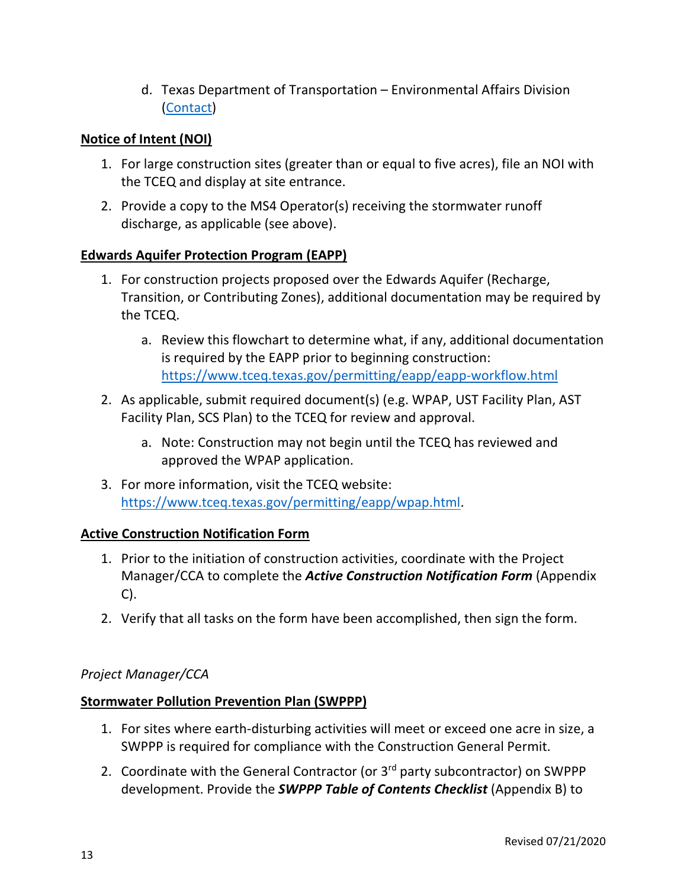d. Texas Department of Transportation – Environmental Affairs Division ([Contact](Contact))

**Notice of Intent (NOI)**

1. For large construction sites (greater than or equal to five acres), file an NOI with the TCEQ and display at site entrance.
2. Provide a copy to the MS4 Operator(s) receiving the stormwater runoff discharge, as applicable (see above).

**Edwards Aquifer Protection Program (EAPP)**

1. For construction projects proposed over the Edwards Aquifer (Recharge, Transition, or Contributing Zones), additional documentation may be required by the TCEQ.
   a. Review this flowchart to determine what, if any, additional documentation is required by the EAPP prior to beginning construction: https://www.tceq.texas.gov/permitting/eapp/eapp-workflow.html
2. As applicable, submit required document(s) (e.g. WPAP, UST Facility Plan, AST Facility Plan, SCS Plan) to the TCEQ for review and approval.
   a. Note: Construction may not begin until the TCEQ has reviewed and approved the WPAP application.
3. For more information, visit the TCEQ website: https://www.tceq.texas.gov/permitting/eapp/wpap.html.

**Active Construction Notification Form**

1. Prior to the initiation of construction activities, coordinate with the Project Manager/CCA to complete the ***Active Construction Notification Form*** (Appendix C).
2. Verify that all tasks on the form have been accomplished, then sign the form.

*Project Manager/CCA*

**Stormwater Pollution Prevention Plan (SWPPP)**

1. For sites where earth-disturbing activities will meet or exceed one acre in size, a SWPPP is required for compliance with the Construction General Permit.
2. Coordinate with the General Contractor (or 3rd party subcontractor) on SWPPP development. Provide the ***SWPPP Table of Contents Checklist*** (Appendix B) to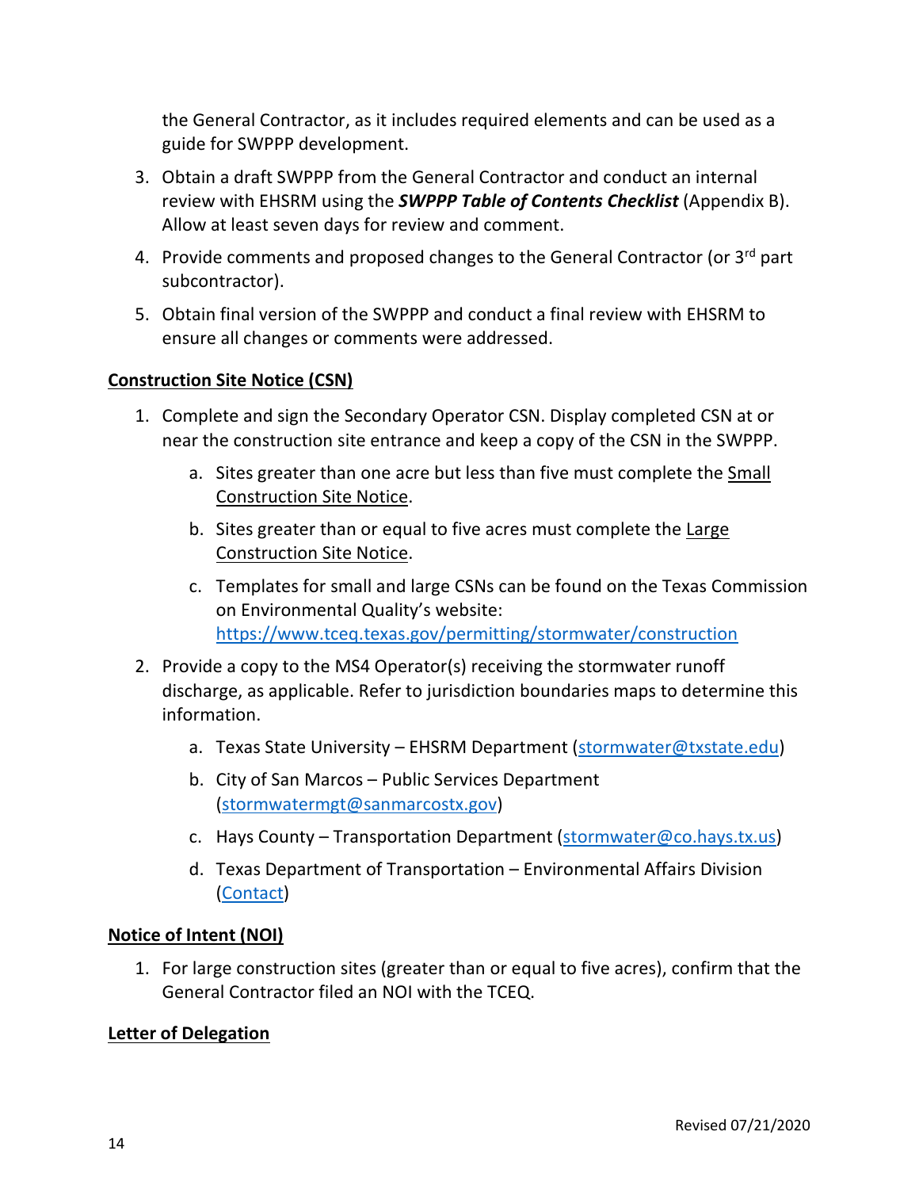the General Contractor, as it includes required elements and can be used as a guide for SWPPP development.

3. Obtain a draft SWPPP from the General Contractor and conduct an internal review with EHSRM using the ***SWPPP Table of Contents Checklist*** (Appendix B). Allow at least seven days for review and comment.
4. Provide comments and proposed changes to the General Contractor (or 3rd part subcontractor).
5. Obtain final version of the SWPPP and conduct a final review with EHSRM to ensure all changes or comments were addressed.

**Construction Site Notice (CSN)**

1. Complete and sign the Secondary Operator CSN. Display completed CSN at or near the construction site entrance and keep a copy of the CSN in the SWPPP.
    a. Sites greater than one acre but less than five must complete the Small Construction Site Notice.
    b. Sites greater than or equal to five acres must complete the Large Construction Site Notice.
    c. Templates for small and large CSNs can be found on the Texas Commission on Environmental Quality's website: https://www.tceq.texas.gov/permitting/stormwater/construction
2. Provide a copy to the MS4 Operator(s) receiving the stormwater runoff discharge, as applicable. Refer to jurisdiction boundaries maps to determine this information.
    a. Texas State University – EHSRM Department (stormwater@txstate.edu)
    b. City of San Marcos – Public Services Department (stormwatermgt@sanmarcostx.gov)
    c. Hays County – Transportation Department (stormwater@co.hays.tx.us)
    d. Texas Department of Transportation – Environmental Affairs Division (Contact)

**Notice of Intent (NOI)**

1. For large construction sites (greater than or equal to five acres), confirm that the General Contractor filed an NOI with the TCEQ.

**Letter of Delegation**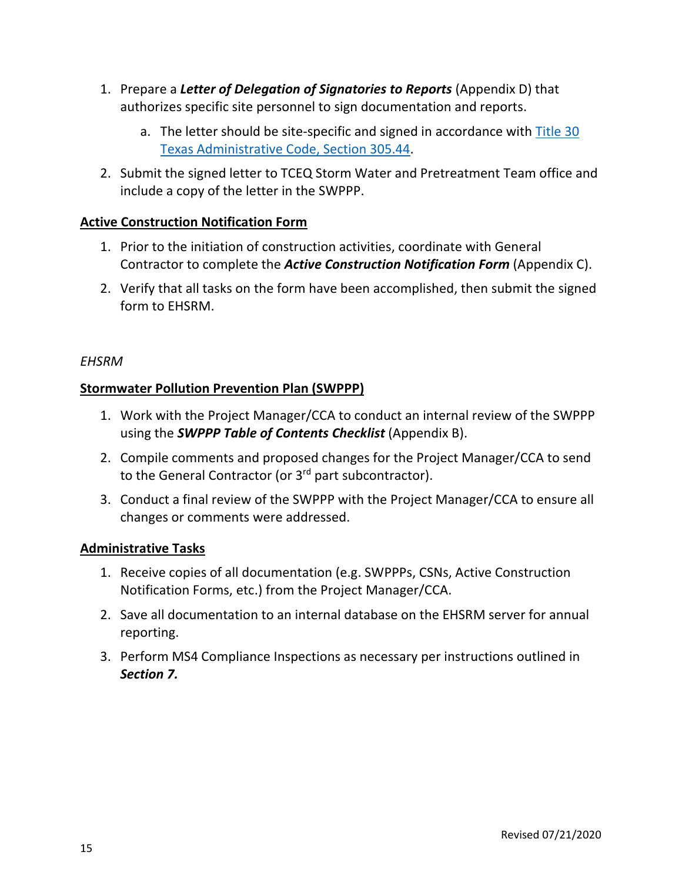1. Prepare a ***Letter of Delegation of Signatories to Reports*** (Appendix D) that authorizes specific site personnel to sign documentation and reports.
    a. The letter should be site-specific and signed in accordance with [Title 30 Texas Administrative Code, Section 305.44]().
2. Submit the signed letter to TCEQ Storm Water and Pretreatment Team office and include a copy of the letter in the SWPPP.

**Active Construction Notification Form**

1. Prior to the initiation of construction activities, coordinate with General Contractor to complete the ***Active Construction Notification Form*** (Appendix C).
2. Verify that all tasks on the form have been accomplished, then submit the signed form to EHSRM.

*EHSRM*

**Stormwater Pollution Prevention Plan (SWPPP)**

1. Work with the Project Manager/CCA to conduct an internal review of the SWPPP using the ***SWPPP Table of Contents Checklist*** (Appendix B).
2. Compile comments and proposed changes for the Project Manager/CCA to send to the General Contractor (or 3rd part subcontractor).
3. Conduct a final review of the SWPPP with the Project Manager/CCA to ensure all changes or comments were addressed.

**Administrative Tasks**

1. Receive copies of all documentation (e.g. SWPPPs, CSNs, Active Construction Notification Forms, etc.) from the Project Manager/CCA.
2. Save all documentation to an internal database on the EHSRM server for annual reporting.
3. Perform MS4 Compliance Inspections as necessary per instructions outlined in ***Section 7.***

Revised 07/21/2020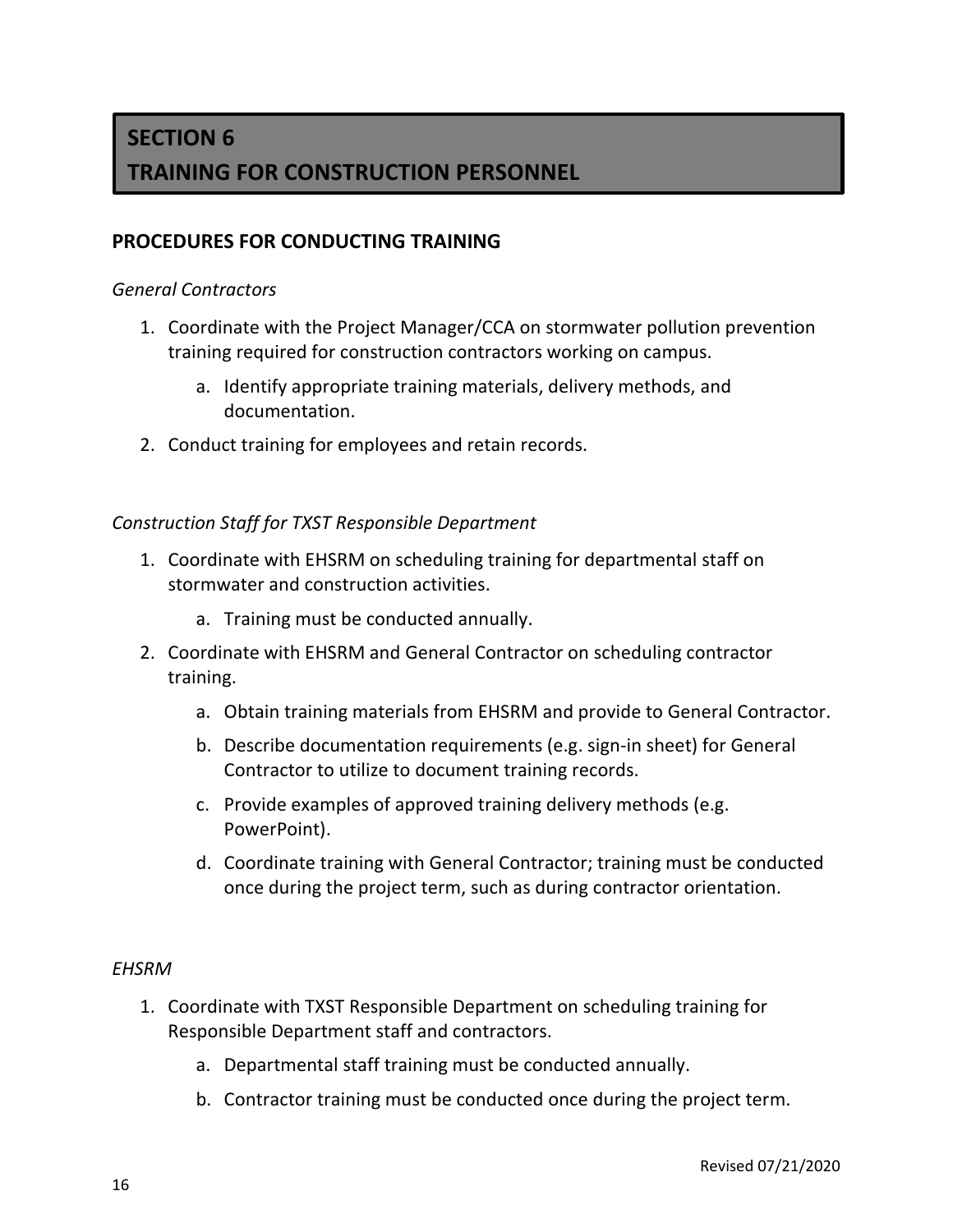# SECTION 6
# TRAINING FOR CONSTRUCTION PERSONNEL

## PROCEDURES FOR CONDUCTING TRAINING

*General Contractors*

1. Coordinate with the Project Manager/CCA on stormwater pollution prevention training required for construction contractors working on campus.
    a. Identify appropriate training materials, delivery methods, and documentation.
2. Conduct training for employees and retain records.

*Construction Staff for TXST Responsible Department*

1. Coordinate with EHSRM on scheduling training for departmental staff on stormwater and construction activities.
    a. Training must be conducted annually.
2. Coordinate with EHSRM and General Contractor on scheduling contractor training.
    a. Obtain training materials from EHSRM and provide to General Contractor.
    b. Describe documentation requirements (e.g. sign-in sheet) for General Contractor to utilize to document training records.
    c. Provide examples of approved training delivery methods (e.g. PowerPoint).
    d. Coordinate training with General Contractor; training must be conducted once during the project term, such as during contractor orientation.

*EHSRM*

1. Coordinate with TXST Responsible Department on scheduling training for Responsible Department staff and contractors.
    a. Departmental staff training must be conducted annually.
    b. Contractor training must be conducted once during the project term.

Revised 07/21/2020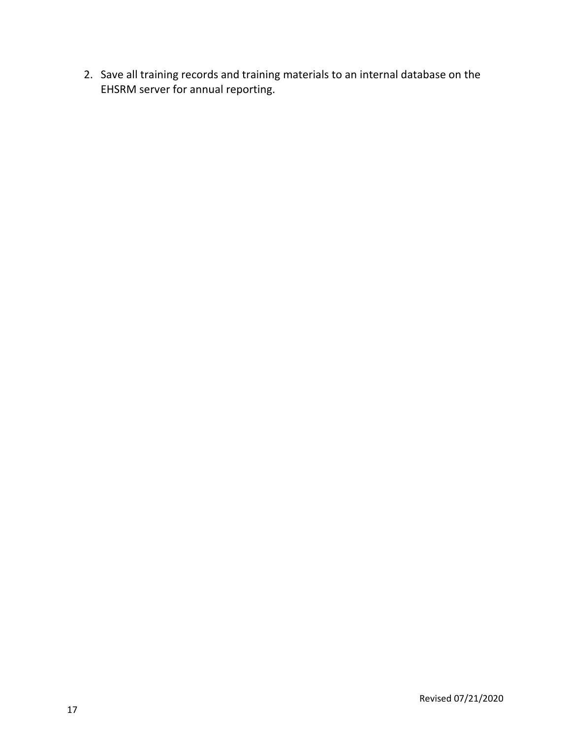2. Save all training records and training materials to an internal database on the EHSRM server for annual reporting.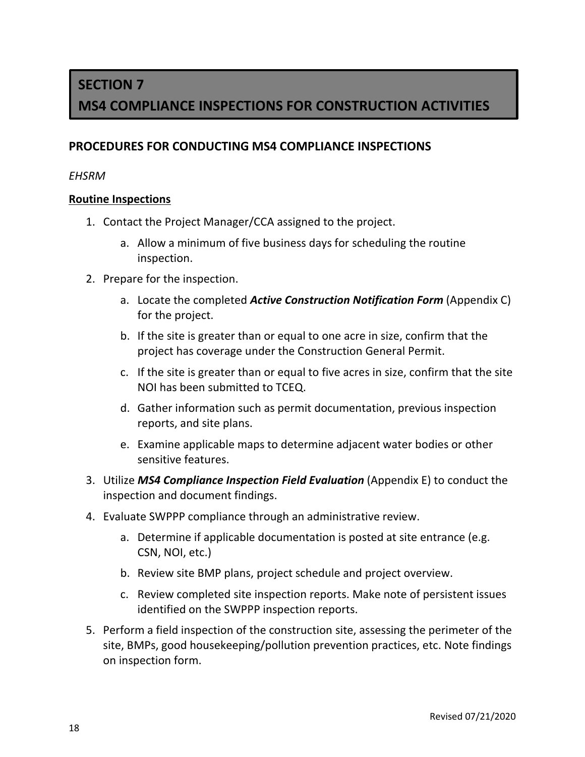# SECTION 7
# MS4 COMPLIANCE INSPECTIONS FOR CONSTRUCTION ACTIVITIES

## PROCEDURES FOR CONDUCTING MS4 COMPLIANCE INSPECTIONS

*EHSRM*

**Routine Inspections**

1. Contact the Project Manager/CCA assigned to the project.
    a. Allow a minimum of five business days for scheduling the routine inspection.
2. Prepare for the inspection.
    a. Locate the completed ***Active Construction Notification Form*** (Appendix C) for the project.
    b. If the site is greater than or equal to one acre in size, confirm that the project has coverage under the Construction General Permit.
    c. If the site is greater than or equal to five acres in size, confirm that the site NOI has been submitted to TCEQ.
    d. Gather information such as permit documentation, previous inspection reports, and site plans.
    e. Examine applicable maps to determine adjacent water bodies or other sensitive features.
3. Utilize ***MS4 Compliance Inspection Field Evaluation*** (Appendix E) to conduct the inspection and document findings.
4. Evaluate SWPPP compliance through an administrative review.
    a. Determine if applicable documentation is posted at site entrance (e.g. CSN, NOI, etc.)
    b. Review site BMP plans, project schedule and project overview.
    c. Review completed site inspection reports. Make note of persistent issues identified on the SWPPP inspection reports.
5. Perform a field inspection of the construction site, assessing the perimeter of the site, BMPs, good housekeeping/pollution prevention practices, etc. Note findings on inspection form.

Revised 07/21/2020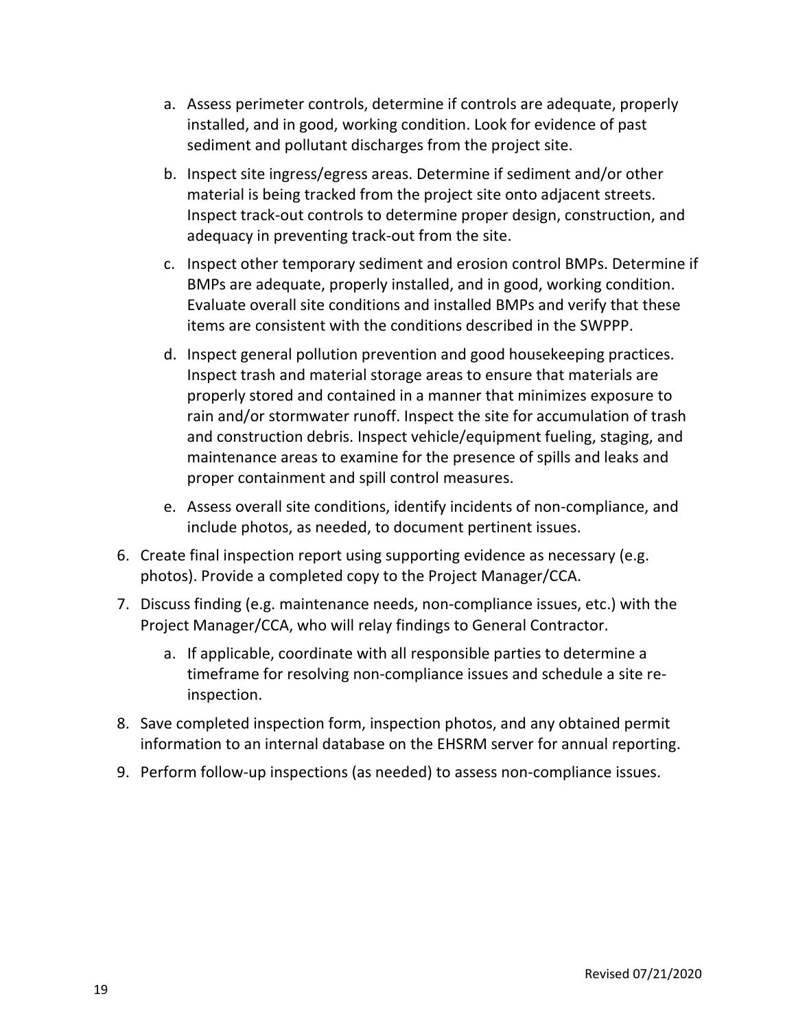a. Assess perimeter controls, determine if controls are adequate, properly installed, and in good, working condition. Look for evidence of past sediment and pollutant discharges from the project site.

   b. Inspect site ingress/egress areas. Determine if sediment and/or other material is being tracked from the project site onto adjacent streets. Inspect track-out controls to determine proper design, construction, and adequacy in preventing track-out from the site.

   c. Inspect other temporary sediment and erosion control BMPs. Determine if BMPs are adequate, properly installed, and in good, working condition. Evaluate overall site conditions and installed BMPs and verify that these items are consistent with the conditions described in the SWPPP.

   d. Inspect general pollution prevention and good housekeeping practices. Inspect trash and material storage areas to ensure that materials are properly stored and contained in a manner that minimizes exposure to rain and/or stormwater runoff. Inspect the site for accumulation of trash and construction debris. Inspect vehicle/equipment fueling, staging, and maintenance areas to examine for the presence of spills and leaks and proper containment and spill control measures.

   e. Assess overall site conditions, identify incidents of non-compliance, and include photos, as needed, to document pertinent issues.

6. Create final inspection report using supporting evidence as necessary (e.g. photos). Provide a completed copy to the Project Manager/CCA.

7. Discuss finding (e.g. maintenance needs, non-compliance issues, etc.) with the Project Manager/CCA, who will relay findings to General Contractor.

   a. If applicable, coordinate with all responsible parties to determine a timeframe for resolving non-compliance issues and schedule a site re-inspection.

8. Save completed inspection form, inspection photos, and any obtained permit information to an internal database on the EHSRM server for annual reporting.

9. Perform follow-up inspections (as needed) to assess non-compliance issues.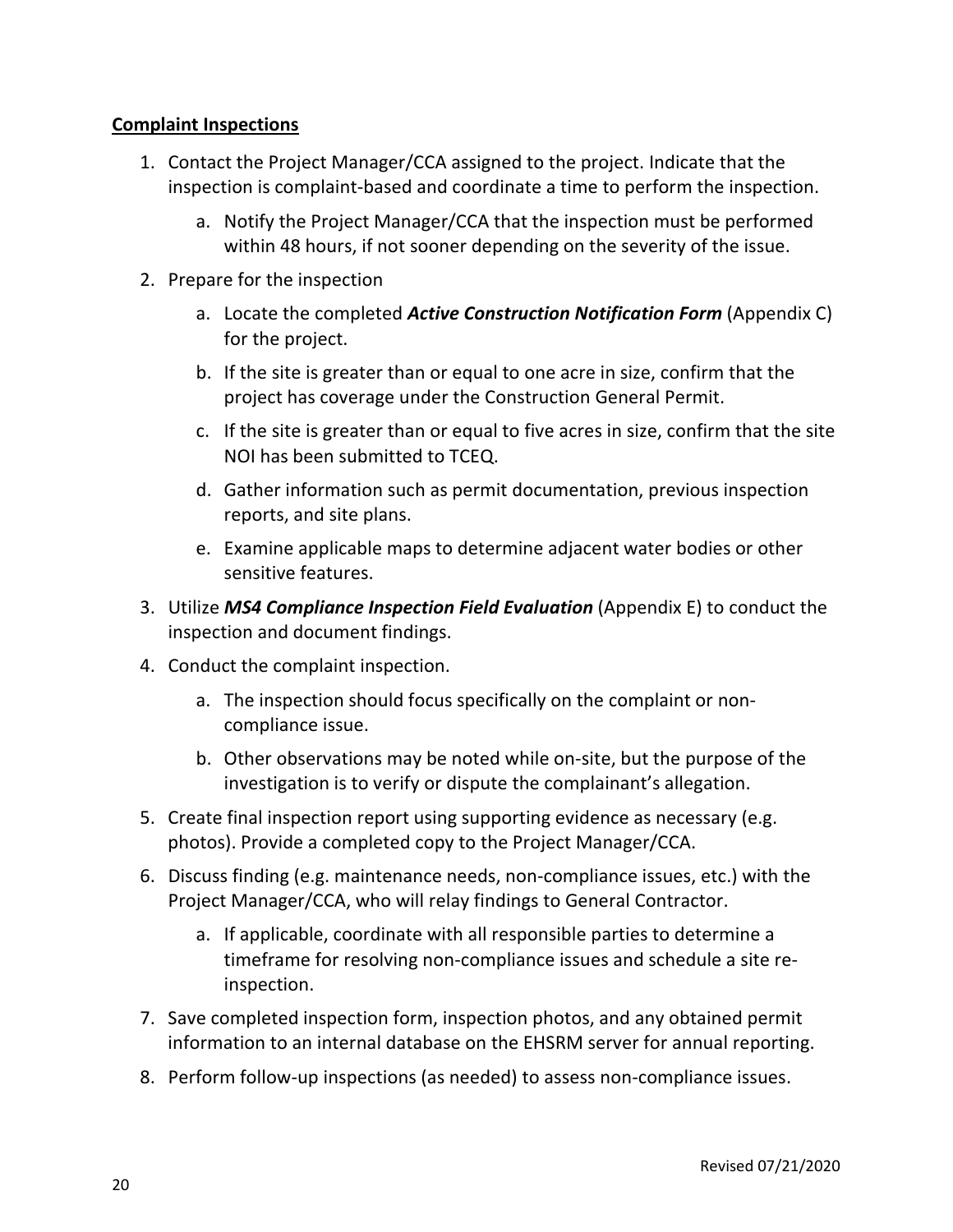**Complaint Inspections**

1. Contact the Project Manager/CCA assigned to the project. Indicate that the inspection is complaint-based and coordinate a time to perform the inspection.
   a. Notify the Project Manager/CCA that the inspection must be performed within 48 hours, if not sooner depending on the severity of the issue.
2. Prepare for the inspection
   a. Locate the completed ***Active Construction Notification Form*** (Appendix C) for the project.
   b. If the site is greater than or equal to one acre in size, confirm that the project has coverage under the Construction General Permit.
   c. If the site is greater than or equal to five acres in size, confirm that the site NOI has been submitted to TCEQ.
   d. Gather information such as permit documentation, previous inspection reports, and site plans.
   e. Examine applicable maps to determine adjacent water bodies or other sensitive features.
3. Utilize ***MS4 Compliance Inspection Field Evaluation*** (Appendix E) to conduct the inspection and document findings.
4. Conduct the complaint inspection.
   a. The inspection should focus specifically on the complaint or non-compliance issue.
   b. Other observations may be noted while on-site, but the purpose of the investigation is to verify or dispute the complainant's allegation.
5. Create final inspection report using supporting evidence as necessary (e.g. photos). Provide a completed copy to the Project Manager/CCA.
6. Discuss finding (e.g. maintenance needs, non-compliance issues, etc.) with the Project Manager/CCA, who will relay findings to General Contractor.
   a. If applicable, coordinate with all responsible parties to determine a timeframe for resolving non-compliance issues and schedule a site re-inspection.
7. Save completed inspection form, inspection photos, and any obtained permit information to an internal database on the EHSRM server for annual reporting.
8. Perform follow-up inspections (as needed) to assess non-compliance issues.

Revised 07/21/2020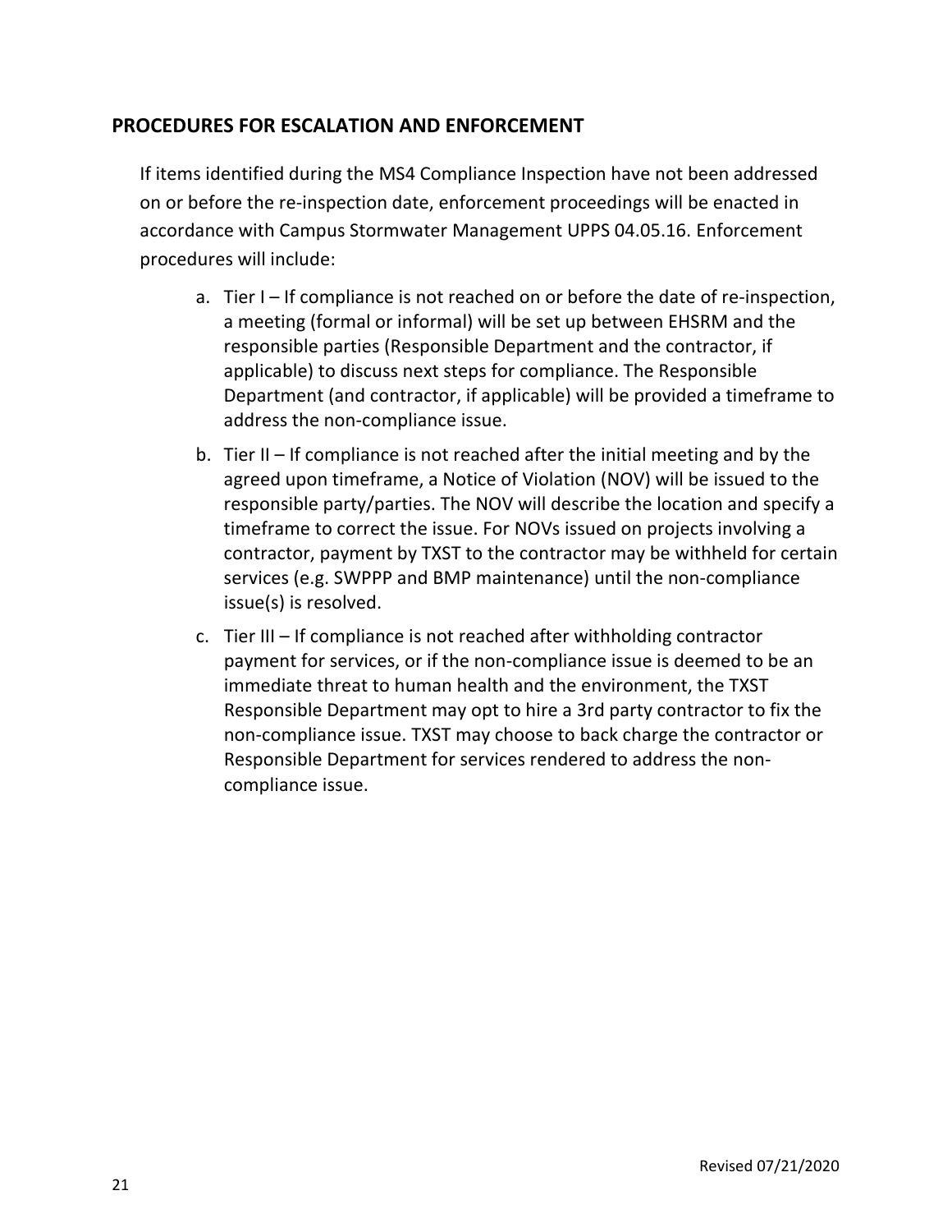## PROCEDURES FOR ESCALATION AND ENFORCEMENT

If items identified during the MS4 Compliance Inspection have not been addressed on or before the re-inspection date, enforcement proceedings will be enacted in accordance with Campus Stormwater Management UPPS 04.05.16. Enforcement procedures will include:

a. Tier I – If compliance is not reached on or before the date of re-inspection, a meeting (formal or informal) will be set up between EHSRM and the responsible parties (Responsible Department and the contractor, if applicable) to discuss next steps for compliance. The Responsible Department (and contractor, if applicable) will be provided a timeframe to address the non-compliance issue.

b. Tier II – If compliance is not reached after the initial meeting and by the agreed upon timeframe, a Notice of Violation (NOV) will be issued to the responsible party/parties. The NOV will describe the location and specify a timeframe to correct the issue. For NOVs issued on projects involving a contractor, payment by TXST to the contractor may be withheld for certain services (e.g. SWPPP and BMP maintenance) until the non-compliance issue(s) is resolved.

c. Tier III – If compliance is not reached after withholding contractor payment for services, or if the non-compliance issue is deemed to be an immediate threat to human health and the environment, the TXST Responsible Department may opt to hire a 3rd party contractor to fix the non-compliance issue. TXST may choose to back charge the contractor or Responsible Department for services rendered to address the non-compliance issue.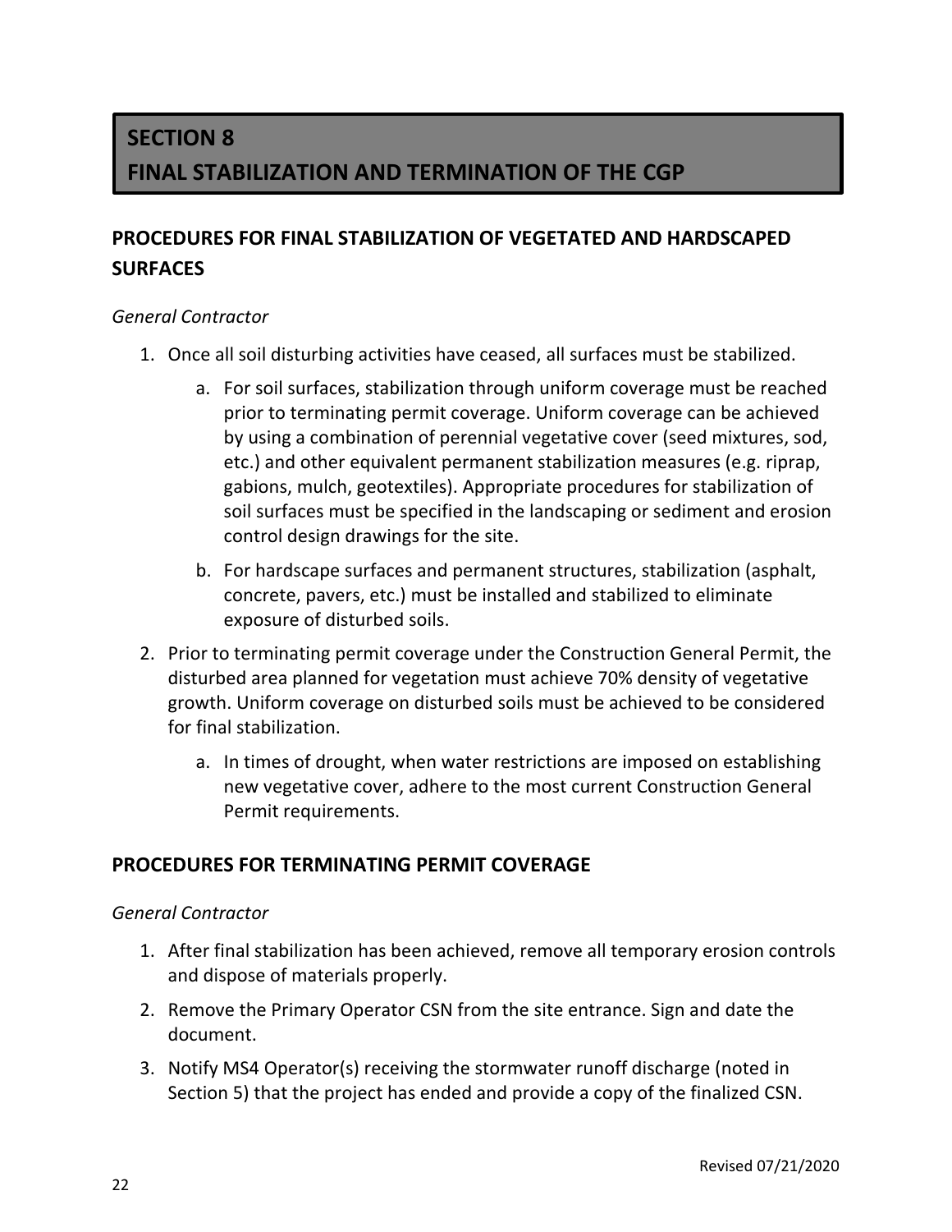# SECTION 8
# FINAL STABILIZATION AND TERMINATION OF THE CGP

## PROCEDURES FOR FINAL STABILIZATION OF VEGETATED AND HARDSCAPED SURFACES

*General Contractor*

1. Once all soil disturbing activities have ceased, all surfaces must be stabilized.
    a. For soil surfaces, stabilization through uniform coverage must be reached prior to terminating permit coverage. Uniform coverage can be achieved by using a combination of perennial vegetative cover (seed mixtures, sod, etc.) and other equivalent permanent stabilization measures (e.g. riprap, gabions, mulch, geotextiles). Appropriate procedures for stabilization of soil surfaces must be specified in the landscaping or sediment and erosion control design drawings for the site.
    b. For hardscape surfaces and permanent structures, stabilization (asphalt, concrete, pavers, etc.) must be installed and stabilized to eliminate exposure of disturbed soils.
2. Prior to terminating permit coverage under the Construction General Permit, the disturbed area planned for vegetation must achieve 70% density of vegetative growth. Uniform coverage on disturbed soils must be achieved to be considered for final stabilization.
    a. In times of drought, when water restrictions are imposed on establishing new vegetative cover, adhere to the most current Construction General Permit requirements.

## PROCEDURES FOR TERMINATING PERMIT COVERAGE

*General Contractor*

1. After final stabilization has been achieved, remove all temporary erosion controls and dispose of materials properly.
2. Remove the Primary Operator CSN from the site entrance. Sign and date the document.
3. Notify MS4 Operator(s) receiving the stormwater runoff discharge (noted in Section 5) that the project has ended and provide a copy of the finalized CSN.

Revised 07/21/2020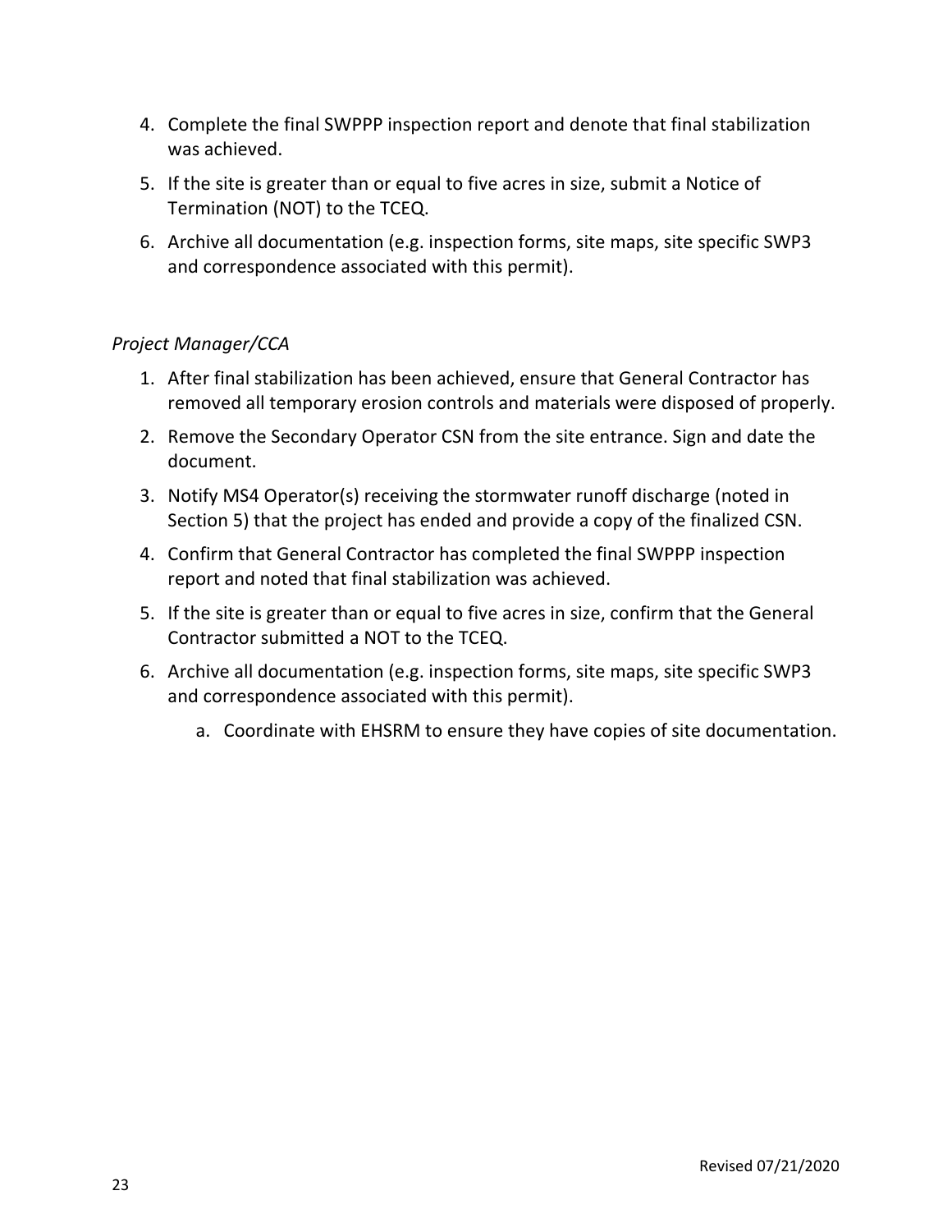4. Complete the final SWPPP inspection report and denote that final stabilization was achieved.
5. If the site is greater than or equal to five acres in size, submit a Notice of Termination (NOT) to the TCEQ.
6. Archive all documentation (e.g. inspection forms, site maps, site specific SWP3 and correspondence associated with this permit).

*Project Manager/CCA*

1. After final stabilization has been achieved, ensure that General Contractor has removed all temporary erosion controls and materials were disposed of properly.
2. Remove the Secondary Operator CSN from the site entrance. Sign and date the document.
3. Notify MS4 Operator(s) receiving the stormwater runoff discharge (noted in Section 5) that the project has ended and provide a copy of the finalized CSN.
4. Confirm that General Contractor has completed the final SWPPP inspection report and noted that final stabilization was achieved.
5. If the site is greater than or equal to five acres in size, confirm that the General Contractor submitted a NOT to the TCEQ.
6. Archive all documentation (e.g. inspection forms, site maps, site specific SWP3 and correspondence associated with this permit).
    a. Coordinate with EHSRM to ensure they have copies of site documentation.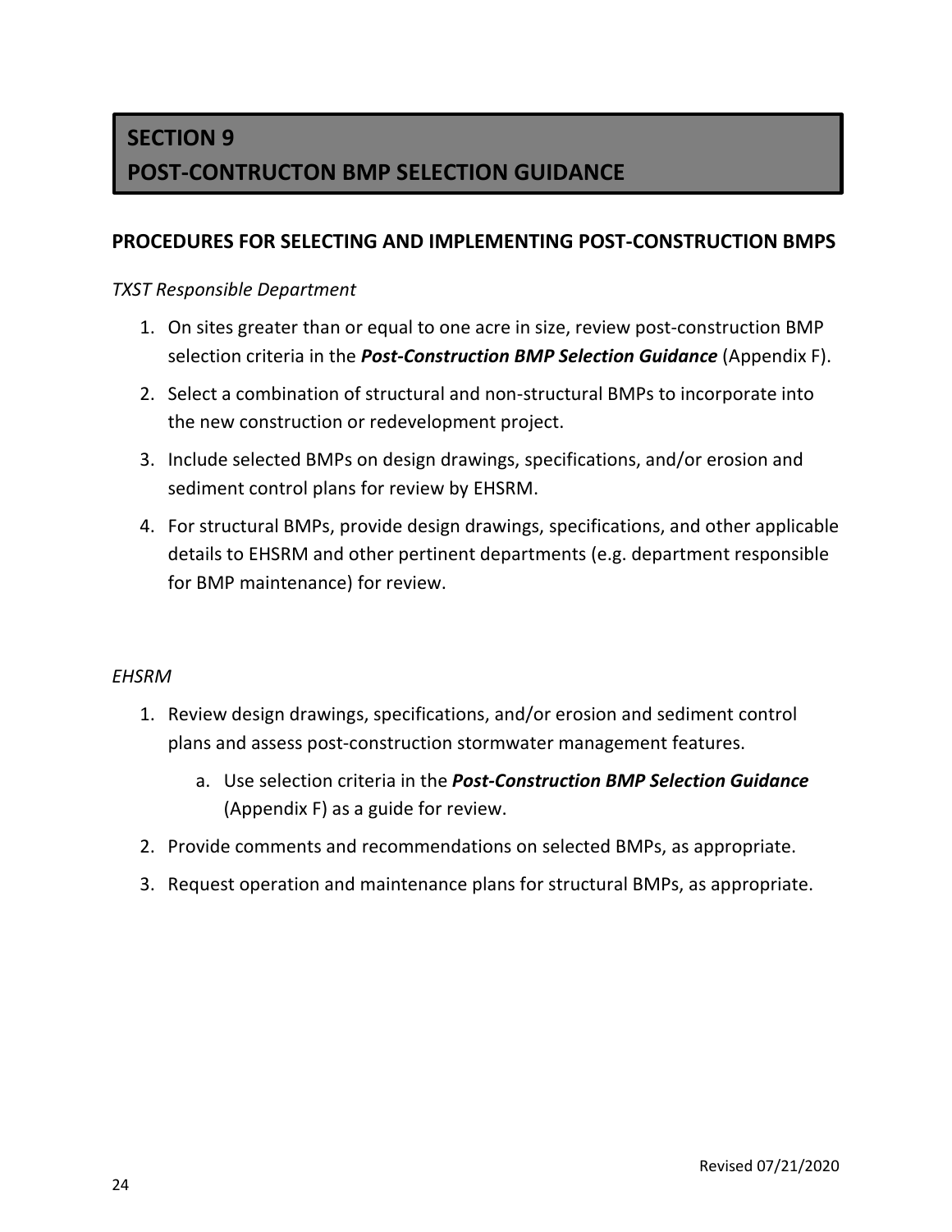# SECTION 9

# POST-CONTRUCTON BMP SELECTION GUIDANCE

## PROCEDURES FOR SELECTING AND IMPLEMENTING POST-CONSTRUCTION BMPS

*TXST Responsible Department*

1. On sites greater than or equal to one acre in size, review post-construction BMP selection criteria in the ***Post-Construction BMP Selection Guidance*** (Appendix F).
2. Select a combination of structural and non-structural BMPs to incorporate into the new construction or redevelopment project.
3. Include selected BMPs on design drawings, specifications, and/or erosion and sediment control plans for review by EHSRM.
4. For structural BMPs, provide design drawings, specifications, and other applicable details to EHSRM and other pertinent departments (e.g. department responsible for BMP maintenance) for review.

*EHSRM*

1. Review design drawings, specifications, and/or erosion and sediment control plans and assess post-construction stormwater management features.
   a. Use selection criteria in the ***Post-Construction BMP Selection Guidance*** (Appendix F) as a guide for review.
2. Provide comments and recommendations on selected BMPs, as appropriate.
3. Request operation and maintenance plans for structural BMPs, as appropriate.

Revised 07/21/2020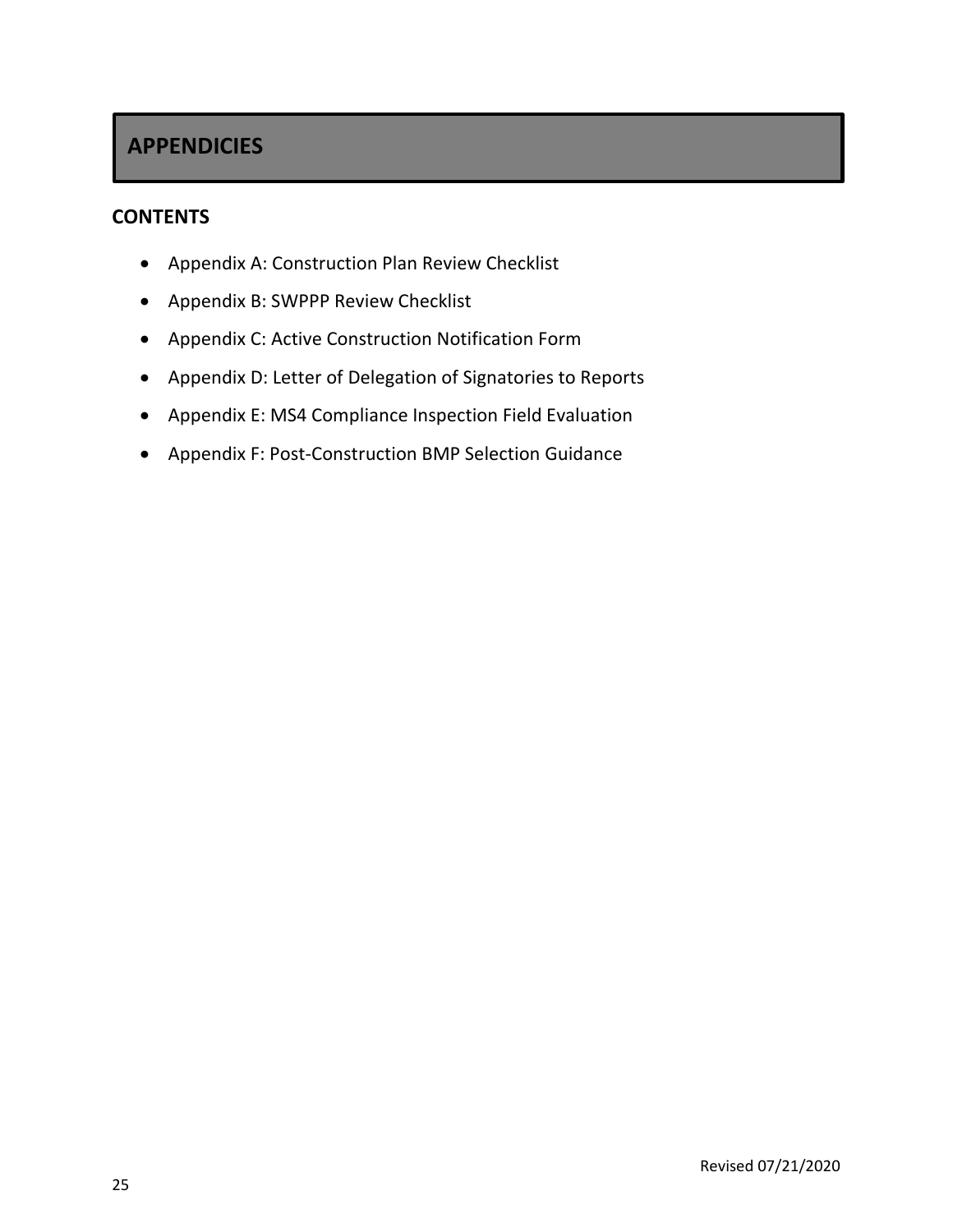# APPENDICIES

## CONTENTS

- Appendix A: Construction Plan Review Checklist
- Appendix B: SWPPP Review Checklist
- Appendix C: Active Construction Notification Form
- Appendix D: Letter of Delegation of Signatories to Reports
- Appendix E: MS4 Compliance Inspection Field Evaluation
- Appendix F: Post-Construction BMP Selection Guidance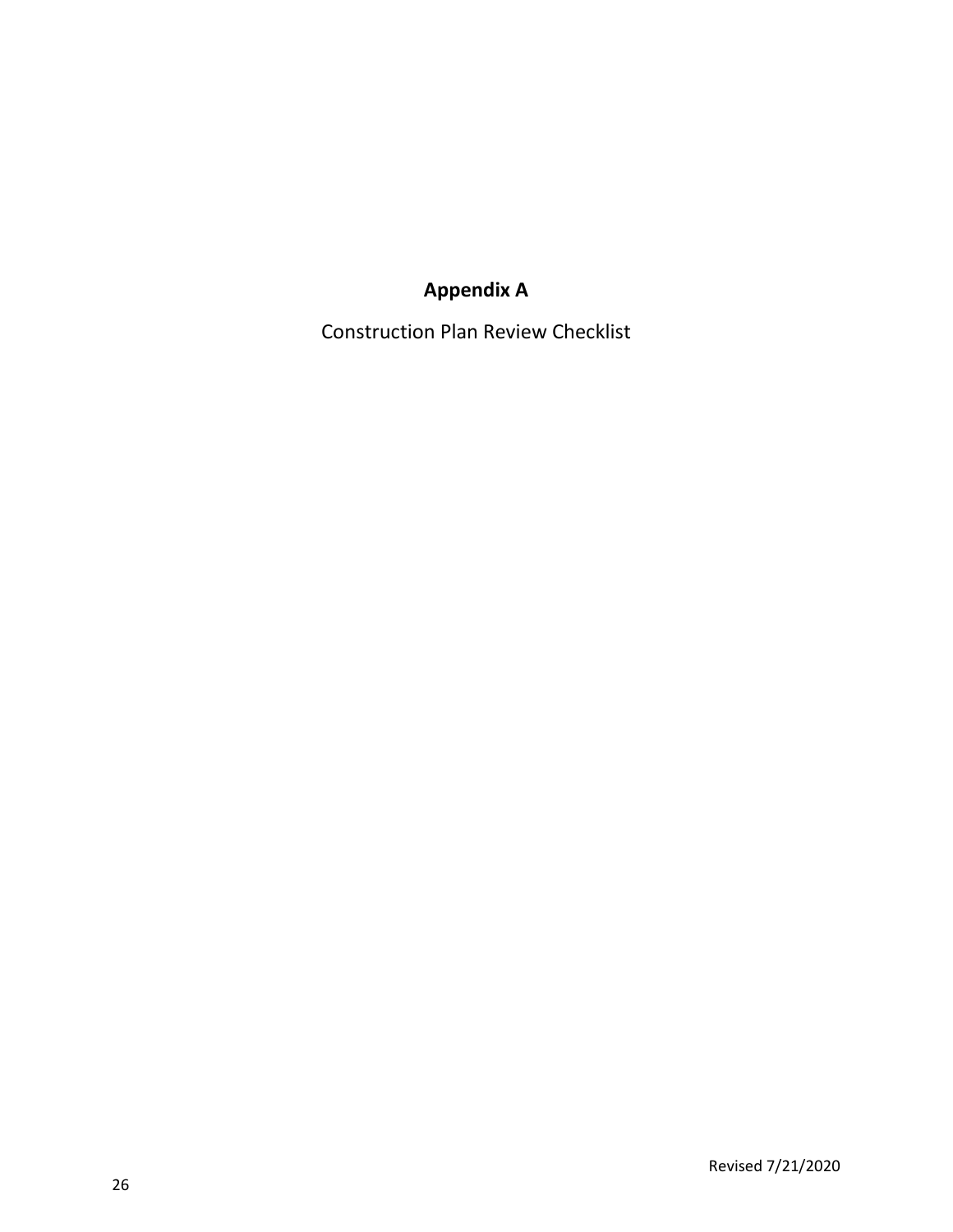# Appendix A

Construction Plan Review Checklist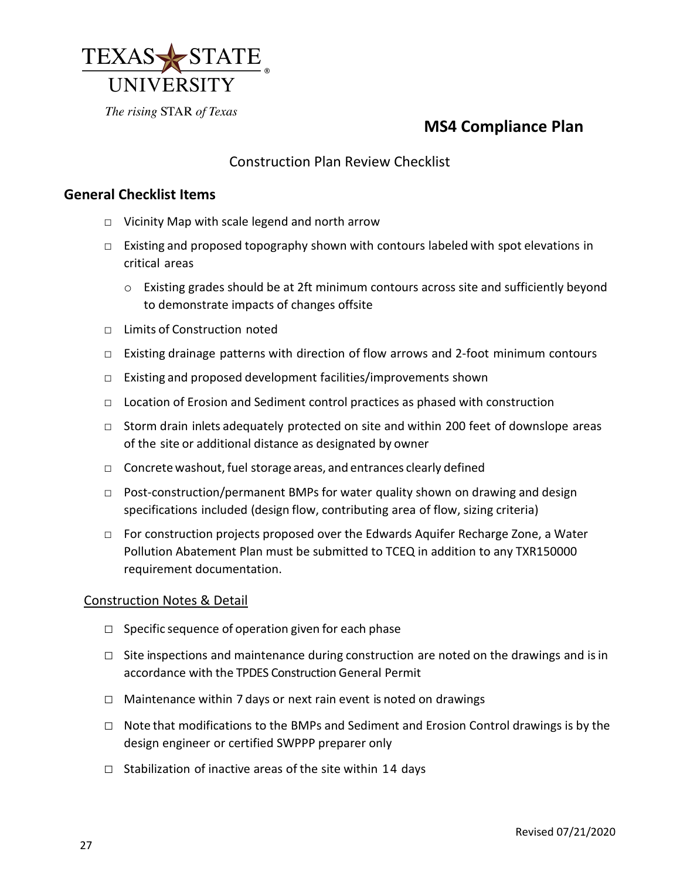# MS4 Compliance Plan

## Construction Plan Review Checklist

### General Checklist Items

- □ Vicinity Map with scale legend and north arrow
- □ Existing and proposed topography shown with contours labeled with spot elevations in critical areas
    - o Existing grades should be at 2ft minimum contours across site and sufficiently beyond to demonstrate impacts of changes offsite
- □ Limits of Construction noted
- □ Existing drainage patterns with direction of flow arrows and 2-foot minimum contours
- □ Existing and proposed development facilities/improvements shown
- □ Location of Erosion and Sediment control practices as phased with construction
- □ Storm drain inlets adequately protected on site and within 200 feet of downslope areas of the site or additional distance as designated by owner
- □ Concrete washout, fuel storage areas, and entrances clearly defined
- □ Post-construction/permanent BMPs for water quality shown on drawing and design specifications included (design flow, contributing area of flow, sizing criteria)
- □ For construction projects proposed over the Edwards Aquifer Recharge Zone, a Water Pollution Abatement Plan must be submitted to TCEQ in addition to any TXR150000 requirement documentation.

Construction Notes & Detail

- □ Specific sequence of operation given for each phase
- □ Site inspections and maintenance during construction are noted on the drawings and is in accordance with the TPDES Construction General Permit
- □ Maintenance within 7 days or next rain event is noted on drawings
- □ Note that modifications to the BMPs and Sediment and Erosion Control drawings is by the design engineer or certified SWPPP preparer only
- □ Stabilization of inactive areas of the site within 14 days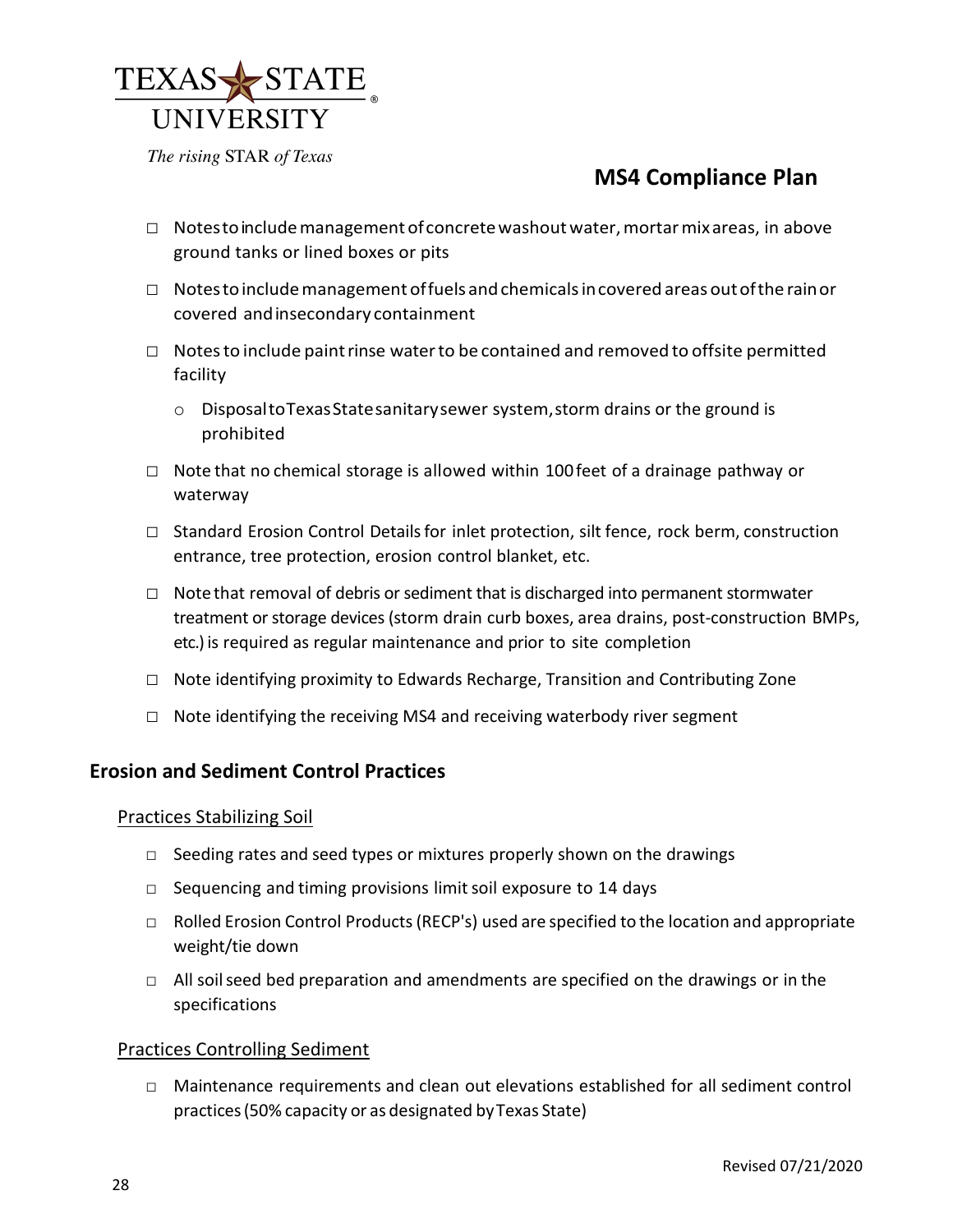- ☐ Notes to include management of concrete washout water, mortar mix areas, in above ground tanks or lined boxes or pits
- ☐ Notes to include management of fuels and chemicals in covered areas out of the rain or covered and in secondary containment
- ☐ Notes to include paint rinse water to be contained and removed to offsite permitted facility
  - Disposal to Texas State sanitary sewer system, storm drains or the ground is prohibited
- ☐ Note that no chemical storage is allowed within 100 feet of a drainage pathway or waterway
- ☐ Standard Erosion Control Details for inlet protection, silt fence, rock berm, construction entrance, tree protection, erosion control blanket, etc.
- ☐ Note that removal of debris or sediment that is discharged into permanent stormwater treatment or storage devices (storm drain curb boxes, area drains, post-construction BMPs, etc.) is required as regular maintenance and prior to site completion
- ☐ Note identifying proximity to Edwards Recharge, Transition and Contributing Zone
- ☐ Note identifying the receiving MS4 and receiving waterbody river segment

## Erosion and Sediment Control Practices

### Practices Stabilizing Soil

- ☐ Seeding rates and seed types or mixtures properly shown on the drawings
- ☐ Sequencing and timing provisions limit soil exposure to 14 days
- ☐ Rolled Erosion Control Products (RECP's) used are specified to the location and appropriate weight/tie down
- ☐ All soil seed bed preparation and amendments are specified on the drawings or in the specifications

### Practices Controlling Sediment

- ☐ Maintenance requirements and clean out elevations established for all sediment control practices (50% capacity or as designated by Texas State)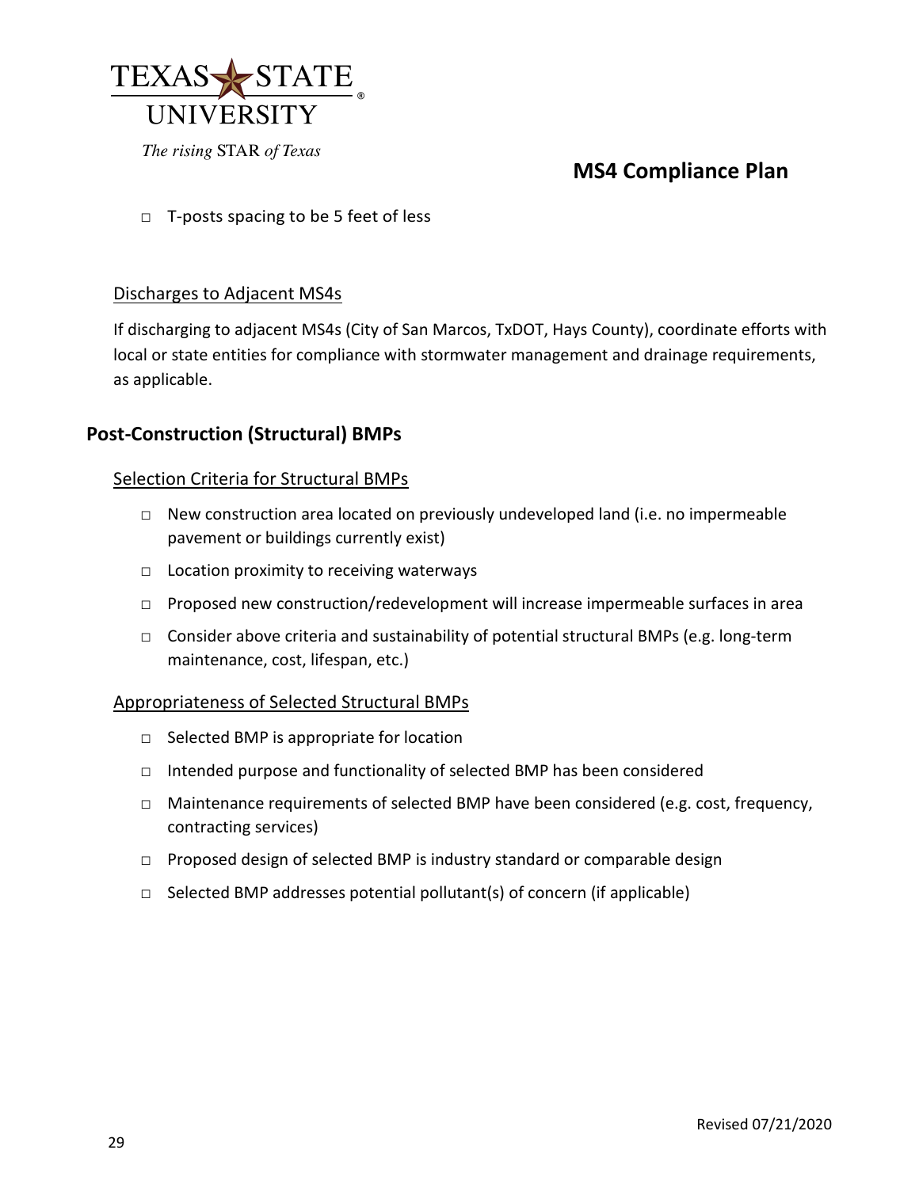- □ T-posts spacing to be 5 feet of less

### Discharges to Adjacent MS4s

If discharging to adjacent MS4s (City of San Marcos, TxDOT, Hays County), coordinate efforts with local or state entities for compliance with stormwater management and drainage requirements, as applicable.

## Post-Construction (Structural) BMPs

### Selection Criteria for Structural BMPs

- □ New construction area located on previously undeveloped land (i.e. no impermeable pavement or buildings currently exist)
- □ Location proximity to receiving waterways
- □ Proposed new construction/redevelopment will increase impermeable surfaces in area
- □ Consider above criteria and sustainability of potential structural BMPs (e.g. long-term maintenance, cost, lifespan, etc.)

### Appropriateness of Selected Structural BMPs

- □ Selected BMP is appropriate for location
- □ Intended purpose and functionality of selected BMP has been considered
- □ Maintenance requirements of selected BMP have been considered (e.g. cost, frequency, contracting services)
- □ Proposed design of selected BMP is industry standard or comparable design
- □ Selected BMP addresses potential pollutant(s) of concern (if applicable)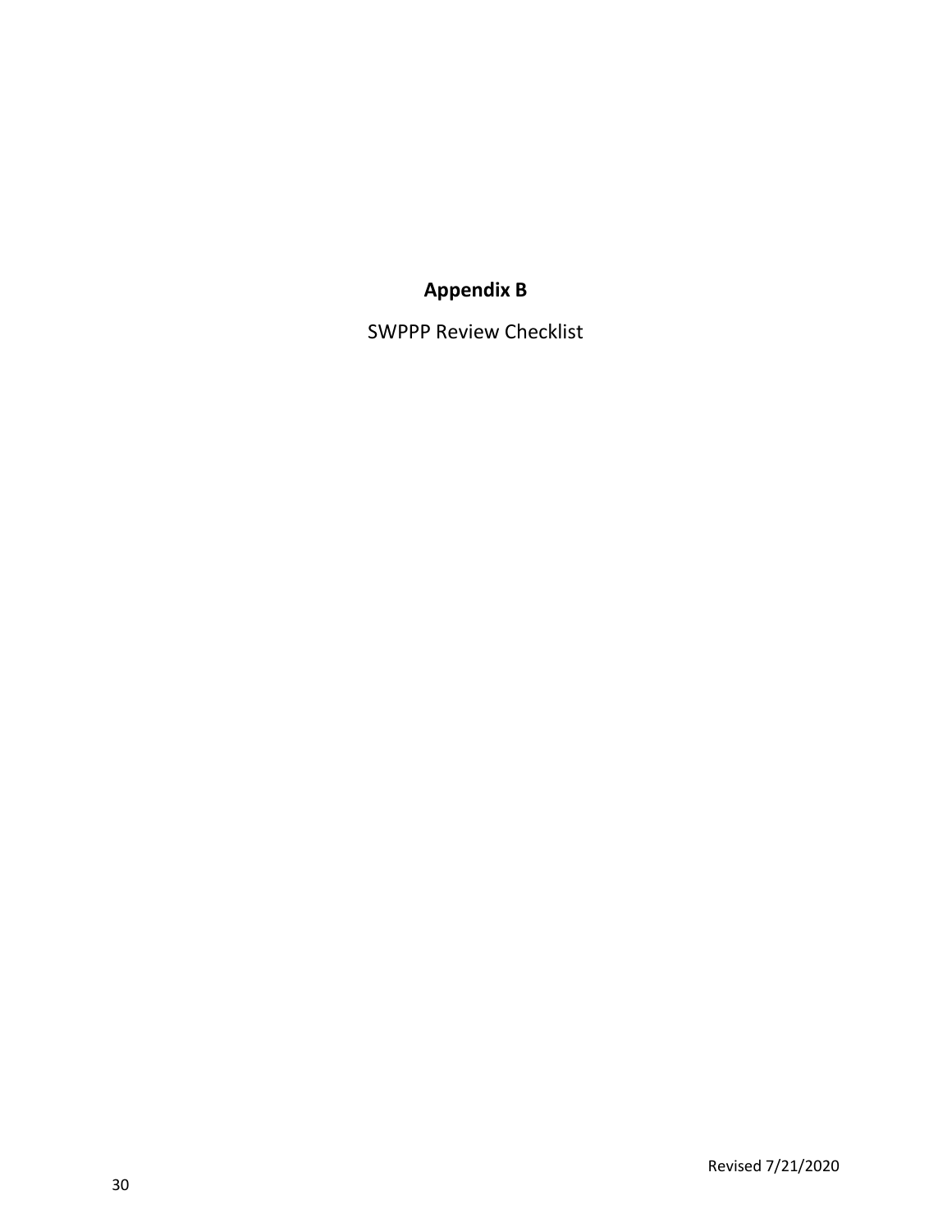# Appendix B

SWPPP Review Checklist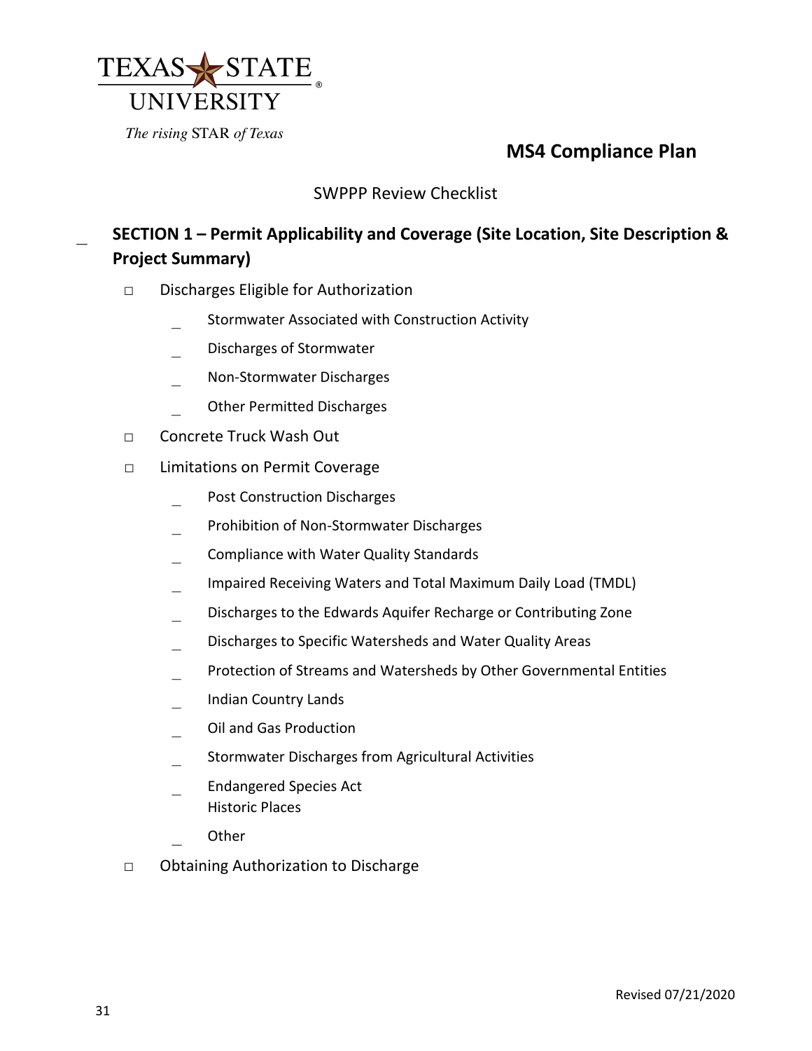# MS4 Compliance Plan

SWPPP Review Checklist

## SECTION 1 – Permit Applicability and Coverage (Site Location, Site Description & Project Summary)

- ☐ Discharges Eligible for Authorization
  - _ Stormwater Associated with Construction Activity
  - _ Discharges of Stormwater
  - _ Non-Stormwater Discharges
  - _ Other Permitted Discharges
- ☐ Concrete Truck Wash Out
- ☐ Limitations on Permit Coverage
  - _ Post Construction Discharges
  - _ Prohibition of Non-Stormwater Discharges
  - _ Compliance with Water Quality Standards
  - _ Impaired Receiving Waters and Total Maximum Daily Load (TMDL)
  - _ Discharges to the Edwards Aquifer Recharge or Contributing Zone
  - _ Discharges to Specific Watersheds and Water Quality Areas
  - _ Protection of Streams and Watersheds by Other Governmental Entities
  - _ Indian Country Lands
  - _ Oil and Gas Production
  - _ Stormwater Discharges from Agricultural Activities
  - _ Endangered Species Act
    Historic Places
  - _ Other
- ☐ Obtaining Authorization to Discharge

Revised 07/21/2020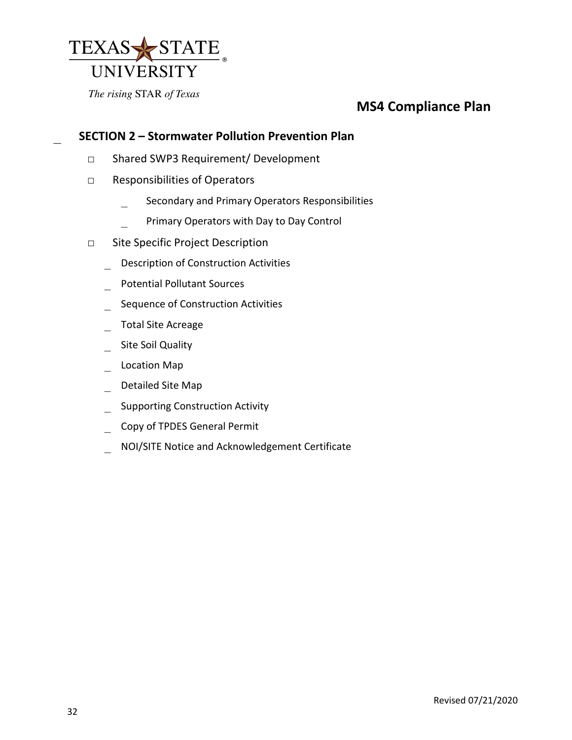## MS4 Compliance Plan

### SECTION 2 – Stormwater Pollution Prevention Plan

- Shared SWP3 Requirement/ Development
- Responsibilities of Operators
  - Secondary and Primary Operators Responsibilities
  - Primary Operators with Day to Day Control
- Site Specific Project Description
  - Description of Construction Activities
  - Potential Pollutant Sources
  - Sequence of Construction Activities
  - Total Site Acreage
  - Site Soil Quality
  - Location Map
  - Detailed Site Map
  - Supporting Construction Activity
  - Copy of TPDES General Permit
  - NOI/SITE Notice and Acknowledgement Certificate

Revised 07/21/2020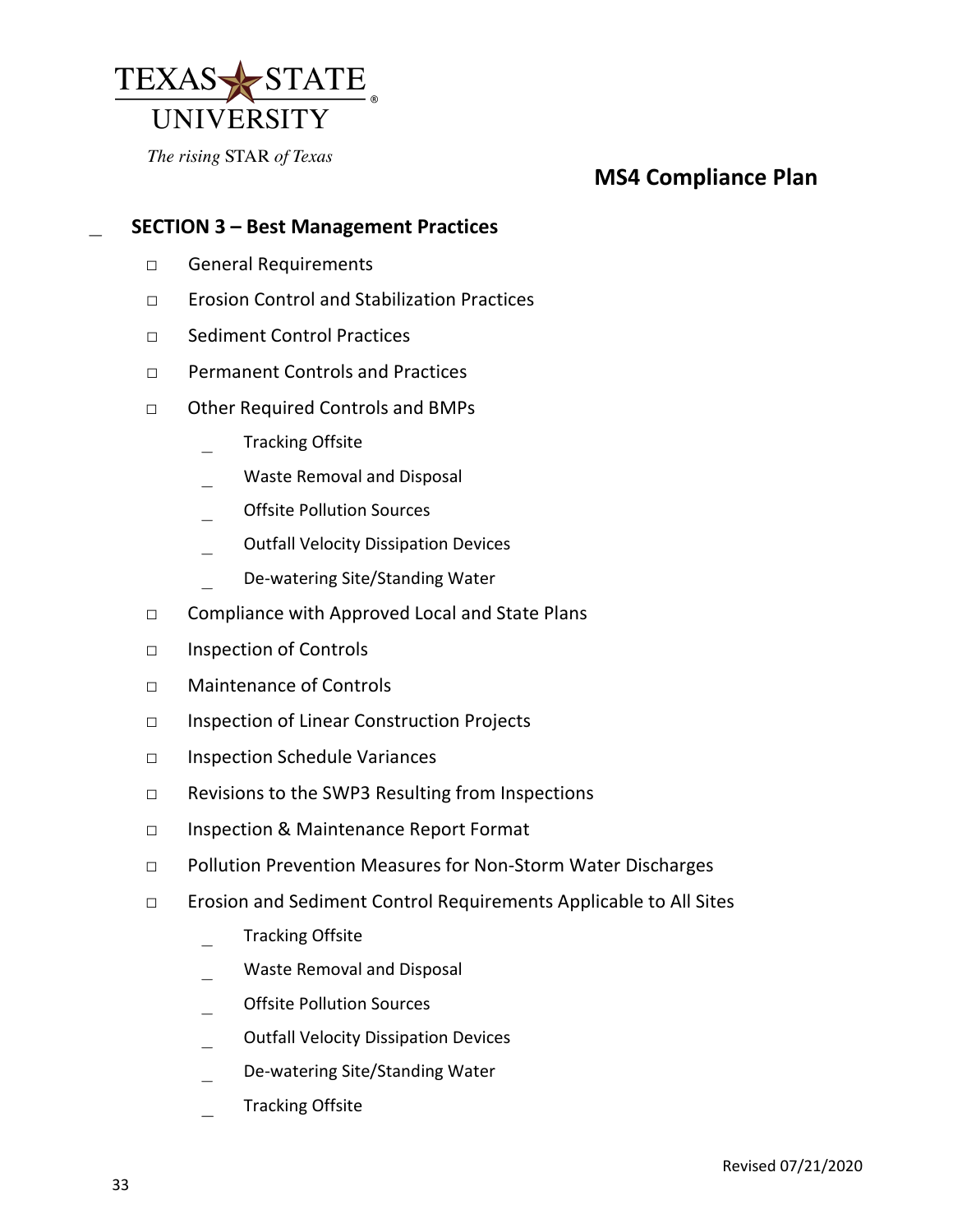## SECTION 3 – Best Management Practices

- General Requirements
- Erosion Control and Stabilization Practices
- Sediment Control Practices
- Permanent Controls and Practices
- Other Required Controls and BMPs
  - Tracking Offsite
  - Waste Removal and Disposal
  - Offsite Pollution Sources
  - Outfall Velocity Dissipation Devices
  - De-watering Site/Standing Water
- Compliance with Approved Local and State Plans
- Inspection of Controls
- Maintenance of Controls
- Inspection of Linear Construction Projects
- Inspection Schedule Variances
- Revisions to the SWP3 Resulting from Inspections
- Inspection & Maintenance Report Format
- Pollution Prevention Measures for Non-Storm Water Discharges
- Erosion and Sediment Control Requirements Applicable to All Sites
  - Tracking Offsite
  - Waste Removal and Disposal
  - Offsite Pollution Sources
  - Outfall Velocity Dissipation Devices
  - De-watering Site/Standing Water
  - Tracking Offsite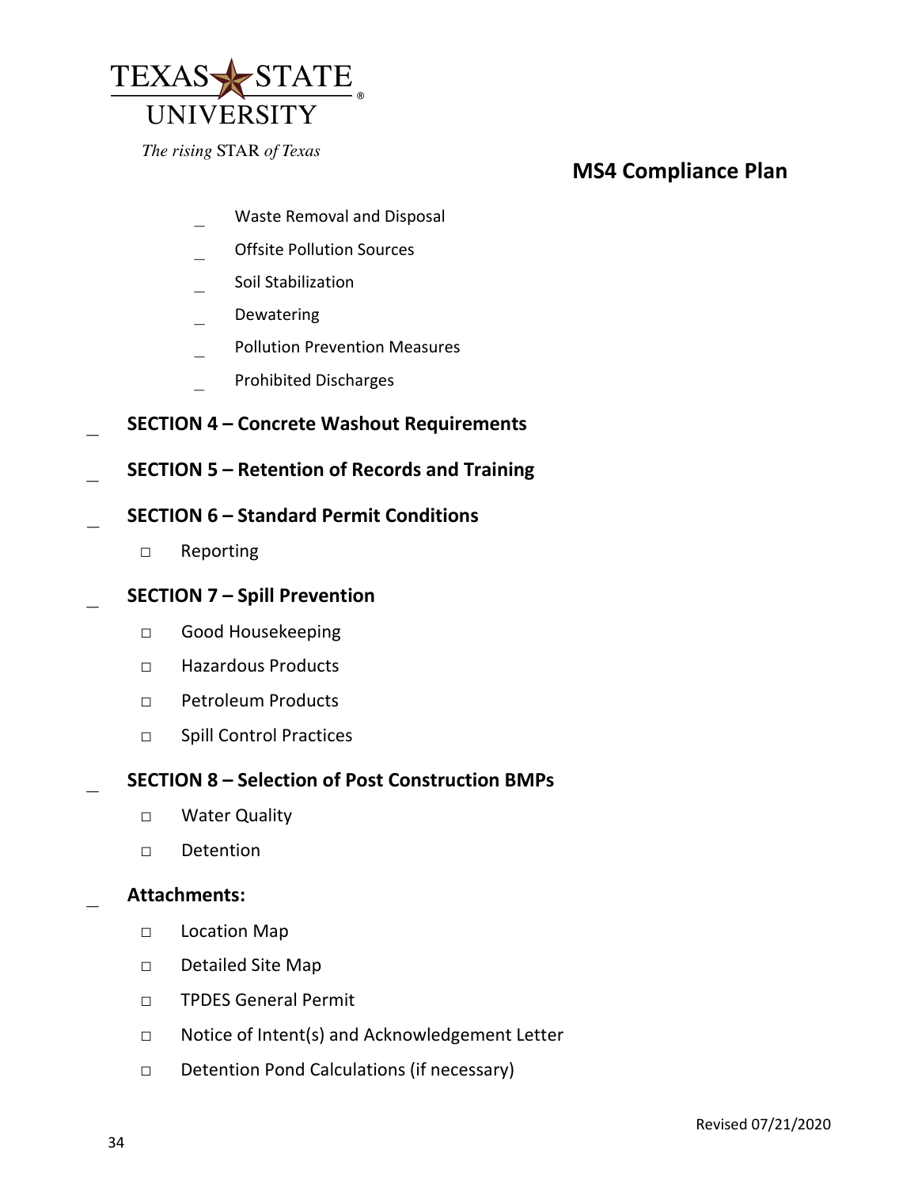- Waste Removal and Disposal
- Offsite Pollution Sources
- Soil Stabilization
- Dewatering
- Pollution Prevention Measures
- Prohibited Discharges

- **SECTION 4 – Concrete Washout Requirements**
- **SECTION 5 – Retention of Records and Training**
- **SECTION 6 – Standard Permit Conditions**
  - ☐ Reporting
- **SECTION 7 – Spill Prevention**
  - ☐ Good Housekeeping
  - ☐ Hazardous Products
  - ☐ Petroleum Products
  - ☐ Spill Control Practices
- **SECTION 8 – Selection of Post Construction BMPs**
  - ☐ Water Quality
  - ☐ Detention
- **Attachments:**
  - ☐ Location Map
  - ☐ Detailed Site Map
  - ☐ TPDES General Permit
  - ☐ Notice of Intent(s) and Acknowledgement Letter
  - ☐ Detention Pond Calculations (if necessary)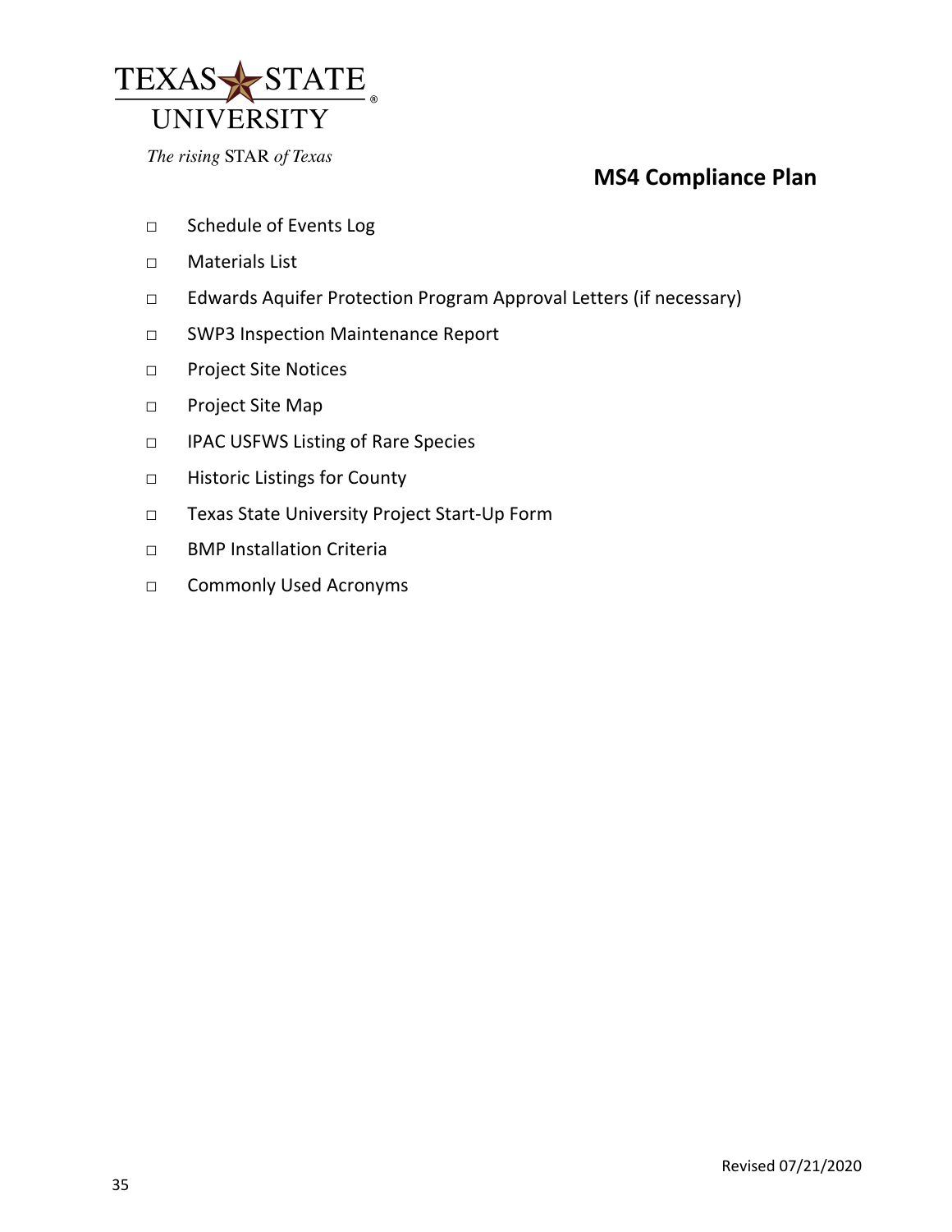- ☐ Schedule of Events Log
- ☐ Materials List
- ☐ Edwards Aquifer Protection Program Approval Letters (if necessary)
- ☐ SWP3 Inspection Maintenance Report
- ☐ Project Site Notices
- ☐ Project Site Map
- ☐ IPAC USFWS Listing of Rare Species
- ☐ Historic Listings for County
- ☐ Texas State University Project Start-Up Form
- ☐ BMP Installation Criteria
- ☐ Commonly Used Acronyms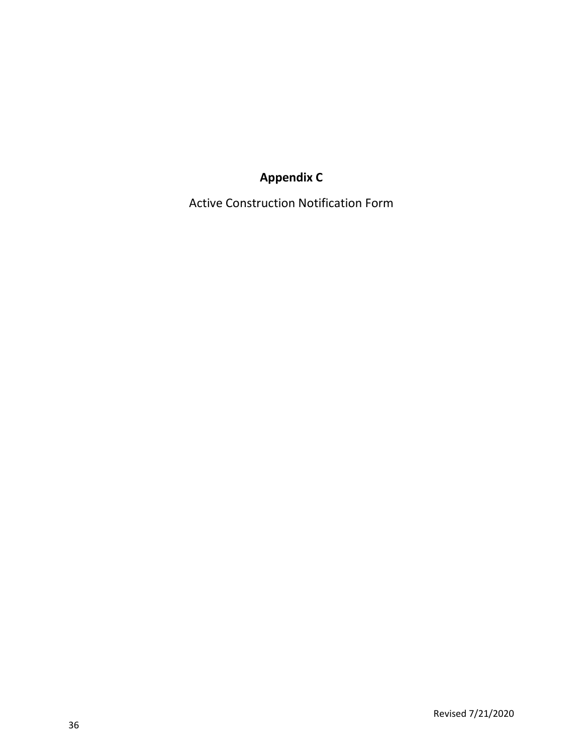# Appendix C

Active Construction Notification Form

Revised 7/21/2020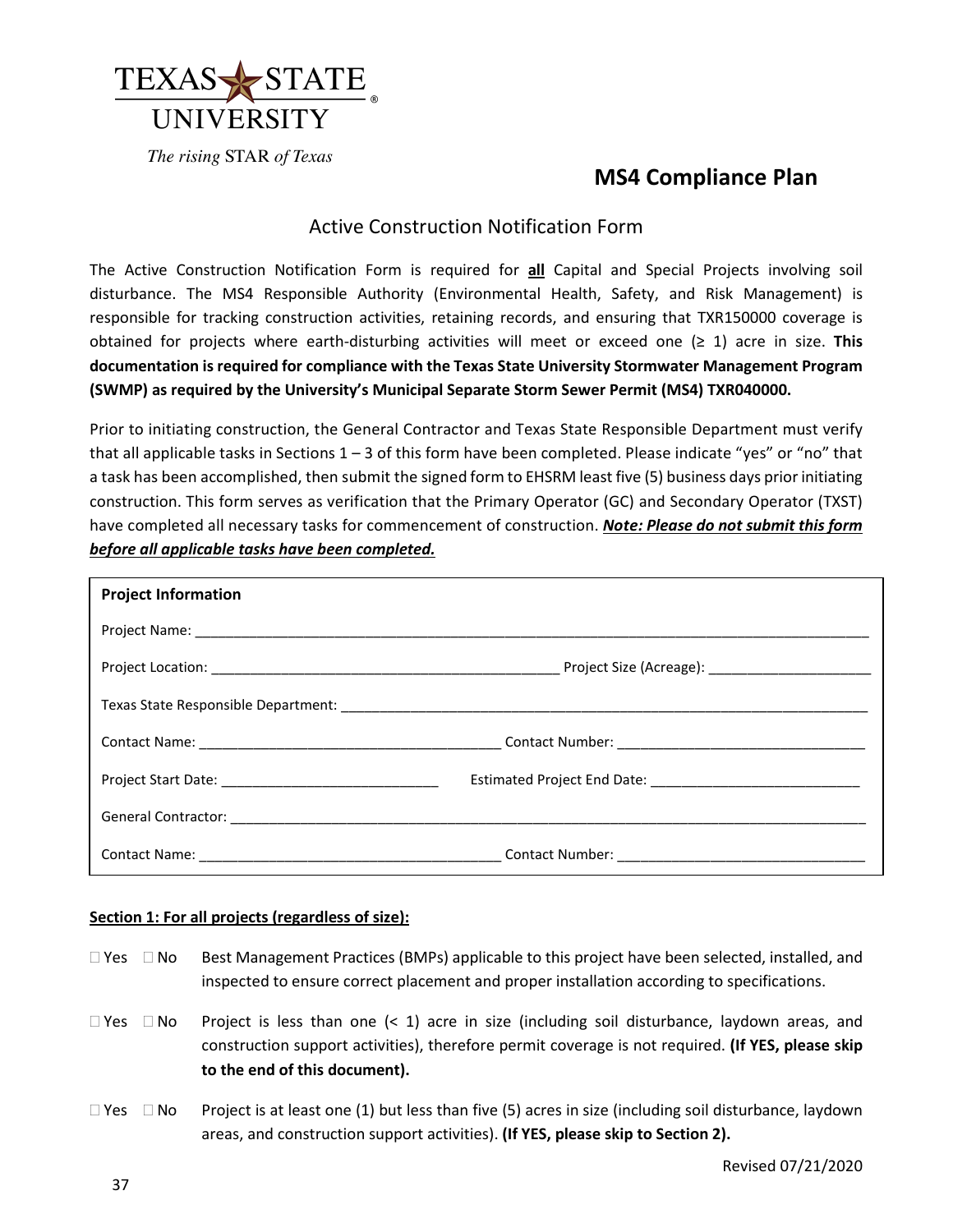TEXAS STATE UNIVERSITY

*The rising STAR of Texas*

# MS4 Compliance Plan

## Active Construction Notification Form

The Active Construction Notification Form is required for **all** Capital and Special Projects involving soil disturbance. The MS4 Responsible Authority (Environmental Health, Safety, and Risk Management) is responsible for tracking construction activities, retaining records, and ensuring that TXR150000 coverage is obtained for projects where earth-disturbing activities will meet or exceed one (≥ 1) acre in size. **This documentation is required for compliance with the Texas State University Stormwater Management Program (SWMP) as required by the University's Municipal Separate Storm Sewer Permit (MS4) TXR040000.**

Prior to initiating construction, the General Contractor and Texas State Responsible Department must verify that all applicable tasks in Sections 1 – 3 of this form have been completed. Please indicate "yes" or "no" that a task has been accomplished, then submit the signed form to EHSRM least five (5) business days prior initiating construction. This form serves as verification that the Primary Operator (GC) and Secondary Operator (TXST) have completed all necessary tasks for commencement of construction. ***Note: Please do not submit this form before all applicable tasks have been completed.***

| **Project Information** | |
|---|---|
| Project Name: ______________________________ | |
| Project Location: ______________________________ | Project Size (Acreage): ______________ |
| Texas State Responsible Department: ______________________________ | |
| Contact Name: ______________________________ | Contact Number: ______________ |
| Project Start Date: ______________________________ | Estimated Project End Date: ______________ |
| General Contractor: ______________________________ | |
| Contact Name: ______________________________ | Contact Number: ______________ |

**Section 1: For all projects (regardless of size):**

☐ Yes ☐ No Best Management Practices (BMPs) applicable to this project have been selected, installed, and inspected to ensure correct placement and proper installation according to specifications.

☐ Yes ☐ No Project is less than one (< 1) acre in size (including soil disturbance, laydown areas, and construction support activities), therefore permit coverage is not required. **(If YES, please skip to the end of this document).**

☐ Yes ☐ No Project is at least one (1) but less than five (5) acres in size (including soil disturbance, laydown areas, and construction support activities). **(If YES, please skip to Section 2).**

Revised 07/21/2020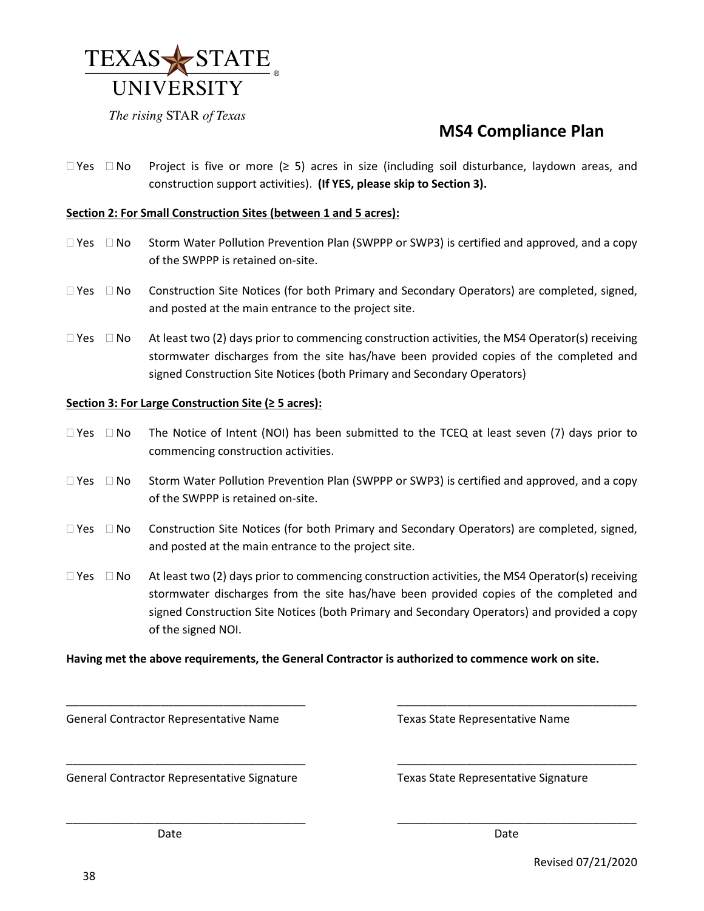TEXAS STATE UNIVERSITY

*The rising* STAR *of Texas*

## MS4 Compliance Plan

☐ Yes ☐ No Project is five or more (≥ 5) acres in size (including soil disturbance, laydown areas, and construction support activities). **(If YES, please skip to Section 3).**

**Section 2: For Small Construction Sites (between 1 and 5 acres):**

☐ Yes ☐ No Storm Water Pollution Prevention Plan (SWPPP or SWP3) is certified and approved, and a copy of the SWPPP is retained on-site.

☐ Yes ☐ No Construction Site Notices (for both Primary and Secondary Operators) are completed, signed, and posted at the main entrance to the project site.

☐ Yes ☐ No At least two (2) days prior to commencing construction activities, the MS4 Operator(s) receiving stormwater discharges from the site has/have been provided copies of the completed and signed Construction Site Notices (both Primary and Secondary Operators)

**Section 3: For Large Construction Site (≥ 5 acres):**

☐ Yes ☐ No The Notice of Intent (NOI) has been submitted to the TCEQ at least seven (7) days prior to commencing construction activities.

☐ Yes ☐ No Storm Water Pollution Prevention Plan (SWPPP or SWP3) is certified and approved, and a copy of the SWPPP is retained on-site.

☐ Yes ☐ No Construction Site Notices (for both Primary and Secondary Operators) are completed, signed, and posted at the main entrance to the project site.

☐ Yes ☐ No At least two (2) days prior to commencing construction activities, the MS4 Operator(s) receiving stormwater discharges from the site has/have been provided copies of the completed and signed Construction Site Notices (both Primary and Secondary Operators) and provided a copy of the signed NOI.

**Having met the above requirements, the General Contractor is authorized to commence work on site.**

\_\_\_\_\_\_\_\_\_\_\_\_\_\_\_\_\_\_\_\_\_\_\_\_\_\_\_\_\_\_\_\_\_\_\_\_\_\_
General Contractor Representative Name

\_\_\_\_\_\_\_\_\_\_\_\_\_\_\_\_\_\_\_\_\_\_\_\_\_\_\_\_\_\_\_\_\_\_\_\_\_\_
Texas State Representative Name

\_\_\_\_\_\_\_\_\_\_\_\_\_\_\_\_\_\_\_\_\_\_\_\_\_\_\_\_\_\_\_\_\_\_\_\_\_\_
General Contractor Representative Signature

\_\_\_\_\_\_\_\_\_\_\_\_\_\_\_\_\_\_\_\_\_\_\_\_\_\_\_\_\_\_\_\_\_\_\_\_\_\_
Texas State Representative Signature

\_\_\_\_\_\_\_\_\_\_\_\_\_\_\_\_\_\_\_\_\_\_\_\_\_\_\_\_\_\_\_\_\_\_\_\_\_\_
Date

\_\_\_\_\_\_\_\_\_\_\_\_\_\_\_\_\_\_\_\_\_\_\_\_\_\_\_\_\_\_\_\_\_\_\_\_\_\_
Date

Revised 07/21/2020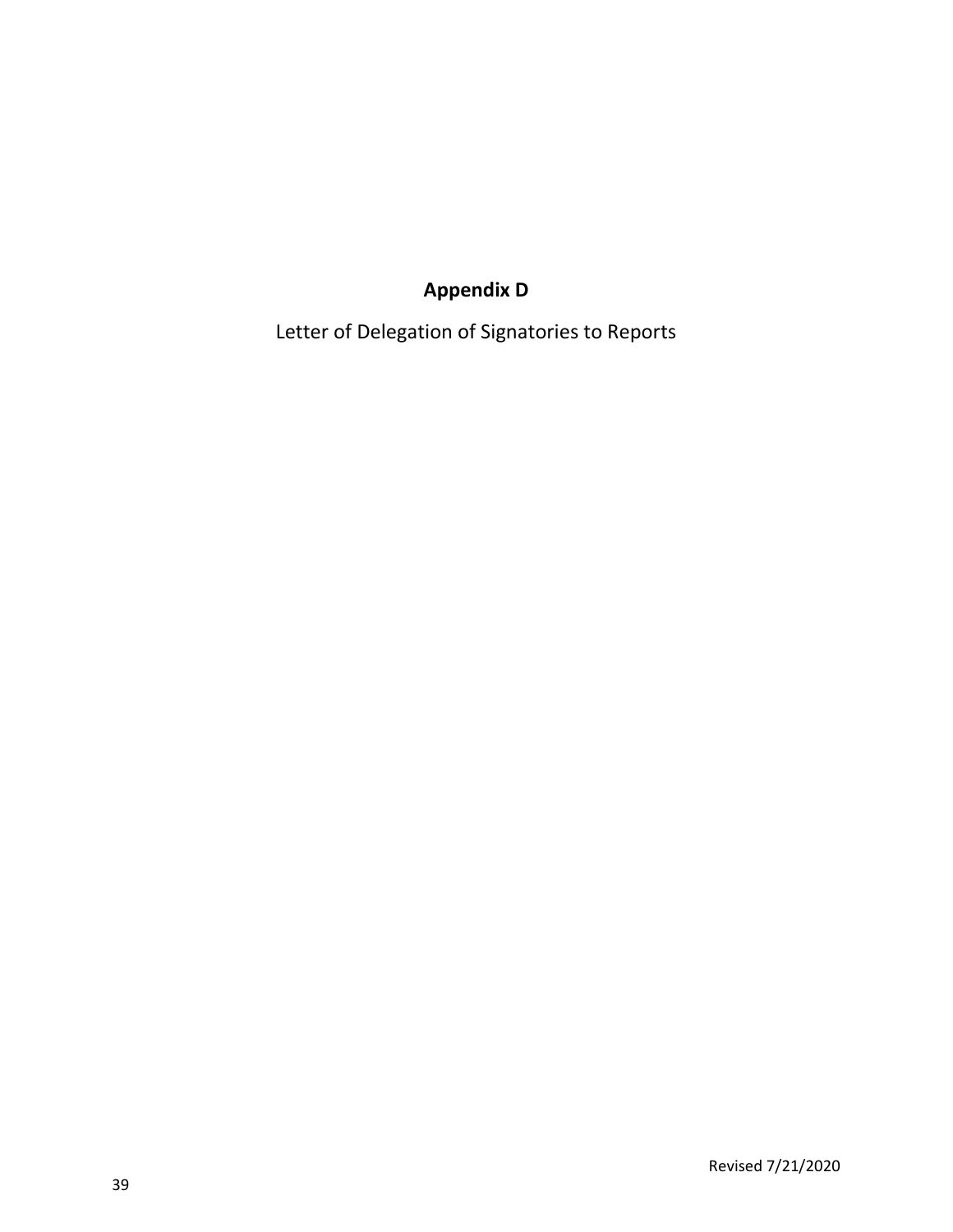# Appendix D

Letter of Delegation of Signatories to Reports

Revised 7/21/2020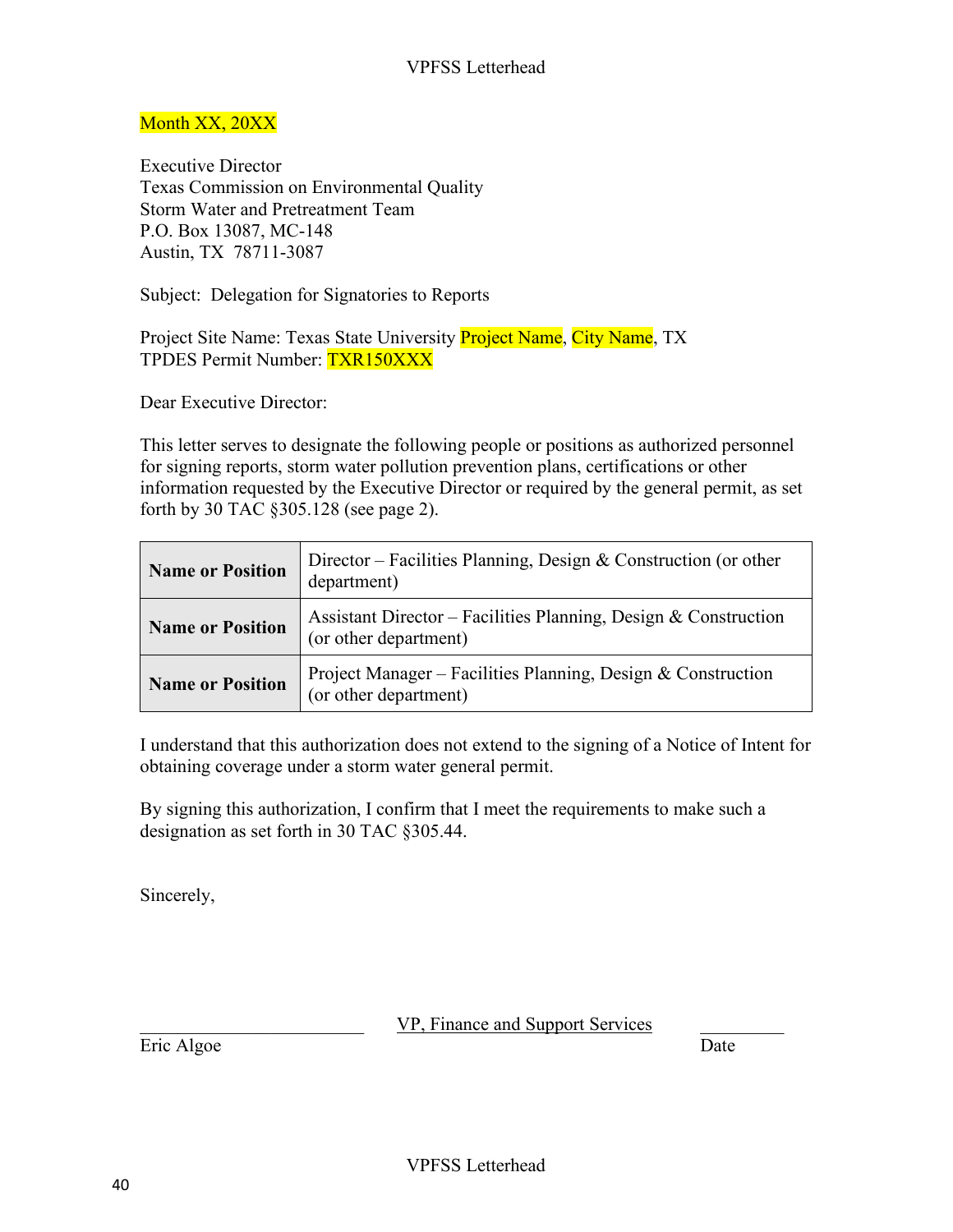VPFSS Letterhead

Month XX, 20XX

Executive Director
Texas Commission on Environmental Quality
Storm Water and Pretreatment Team
P.O. Box 13087, MC-148
Austin, TX 78711-3087

Subject: Delegation for Signatories to Reports

Project Site Name: Texas State University Project Name, City Name, TX
TPDES Permit Number: TXR150XXX

Dear Executive Director:

This letter serves to designate the following people or positions as authorized personnel for signing reports, storm water pollution prevention plans, certifications or other information requested by the Executive Director or required by the general permit, as set forth by 30 TAC §305.128 (see page 2).

| | |
|---|---|
| **Name or Position** | Director – Facilities Planning, Design & Construction (or other department) |
| **Name or Position** | Assistant Director – Facilities Planning, Design & Construction (or other department) |
| **Name or Position** | Project Manager – Facilities Planning, Design & Construction (or other department) |

I understand that this authorization does not extend to the signing of a Notice of Intent for obtaining coverage under a storm water general permit.

By signing this authorization, I confirm that I meet the requirements to make such a designation as set forth in 30 TAC §305.44.

Sincerely,

_______________________ VP, Finance and Support Services _________
Eric Algoe Date

VPFSS Letterhead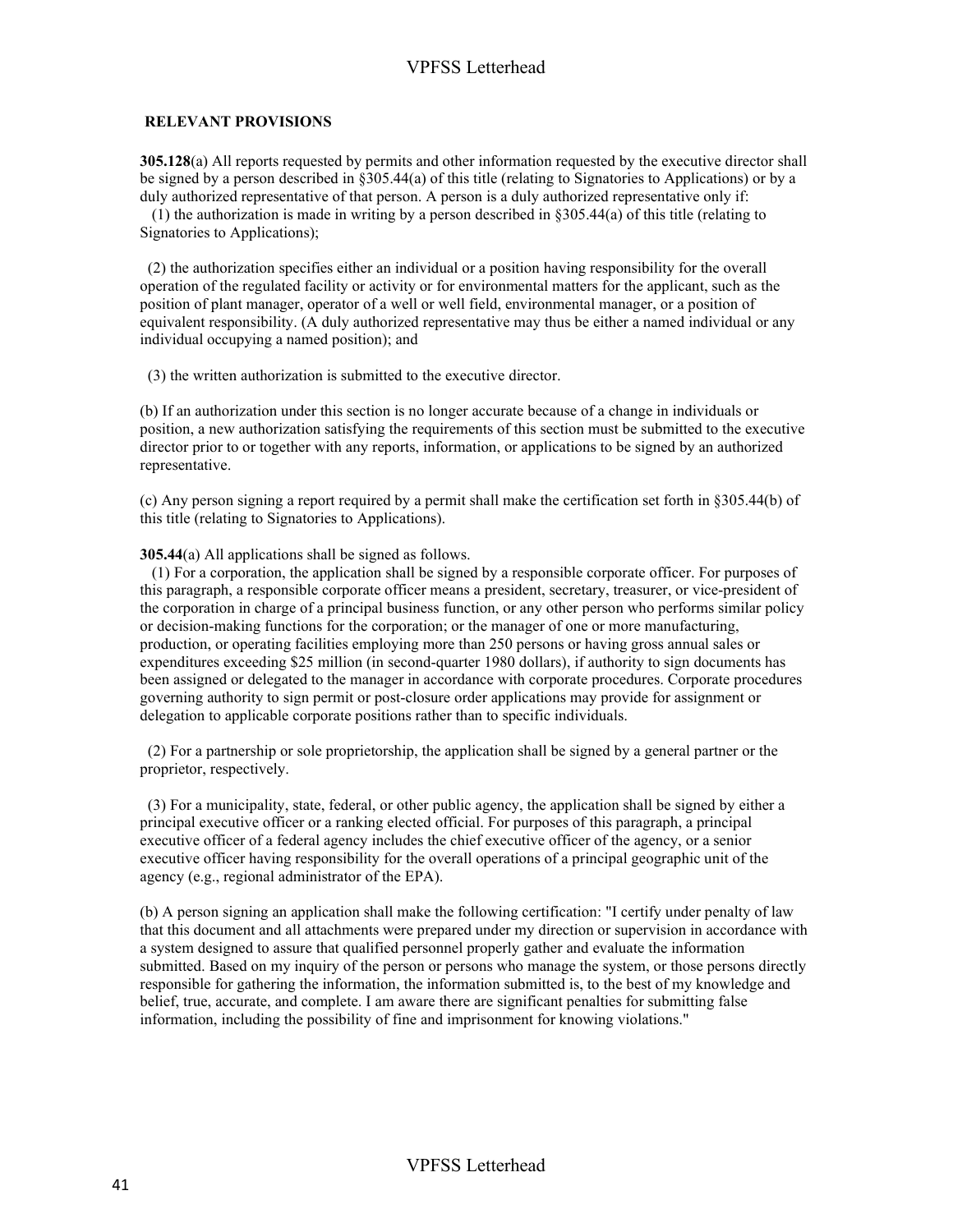**RELEVANT PROVISIONS**

**305.128**(a) All reports requested by permits and other information requested by the executive director shall be signed by a person described in §305.44(a) of this title (relating to Signatories to Applications) or by a duly authorized representative of that person. A person is a duly authorized representative only if:

(1) the authorization is made in writing by a person described in §305.44(a) of this title (relating to Signatories to Applications);

(2) the authorization specifies either an individual or a position having responsibility for the overall operation of the regulated facility or activity or for environmental matters for the applicant, such as the position of plant manager, operator of a well or well field, environmental manager, or a position of equivalent responsibility. (A duly authorized representative may thus be either a named individual or any individual occupying a named position); and

(3) the written authorization is submitted to the executive director.

(b) If an authorization under this section is no longer accurate because of a change in individuals or position, a new authorization satisfying the requirements of this section must be submitted to the executive director prior to or together with any reports, information, or applications to be signed by an authorized representative.

(c) Any person signing a report required by a permit shall make the certification set forth in §305.44(b) of this title (relating to Signatories to Applications).

**305.44**(a) All applications shall be signed as follows.

(1) For a corporation, the application shall be signed by a responsible corporate officer. For purposes of this paragraph, a responsible corporate officer means a president, secretary, treasurer, or vice-president of the corporation in charge of a principal business function, or any other person who performs similar policy or decision-making functions for the corporation; or the manager of one or more manufacturing, production, or operating facilities employing more than 250 persons or having gross annual sales or expenditures exceeding $25 million (in second-quarter 1980 dollars), if authority to sign documents has been assigned or delegated to the manager in accordance with corporate procedures. Corporate procedures governing authority to sign permit or post-closure order applications may provide for assignment or delegation to applicable corporate positions rather than to specific individuals.

(2) For a partnership or sole proprietorship, the application shall be signed by a general partner or the proprietor, respectively.

(3) For a municipality, state, federal, or other public agency, the application shall be signed by either a principal executive officer or a ranking elected official. For purposes of this paragraph, a principal executive officer of a federal agency includes the chief executive officer of the agency, or a senior executive officer having responsibility for the overall operations of a principal geographic unit of the agency (e.g., regional administrator of the EPA).

(b) A person signing an application shall make the following certification: "I certify under penalty of law that this document and all attachments were prepared under my direction or supervision in accordance with a system designed to assure that qualified personnel properly gather and evaluate the information submitted. Based on my inquiry of the person or persons who manage the system, or those persons directly responsible for gathering the information, the information submitted is, to the best of my knowledge and belief, true, accurate, and complete. I am aware there are significant penalties for submitting false information, including the possibility of fine and imprisonment for knowing violations."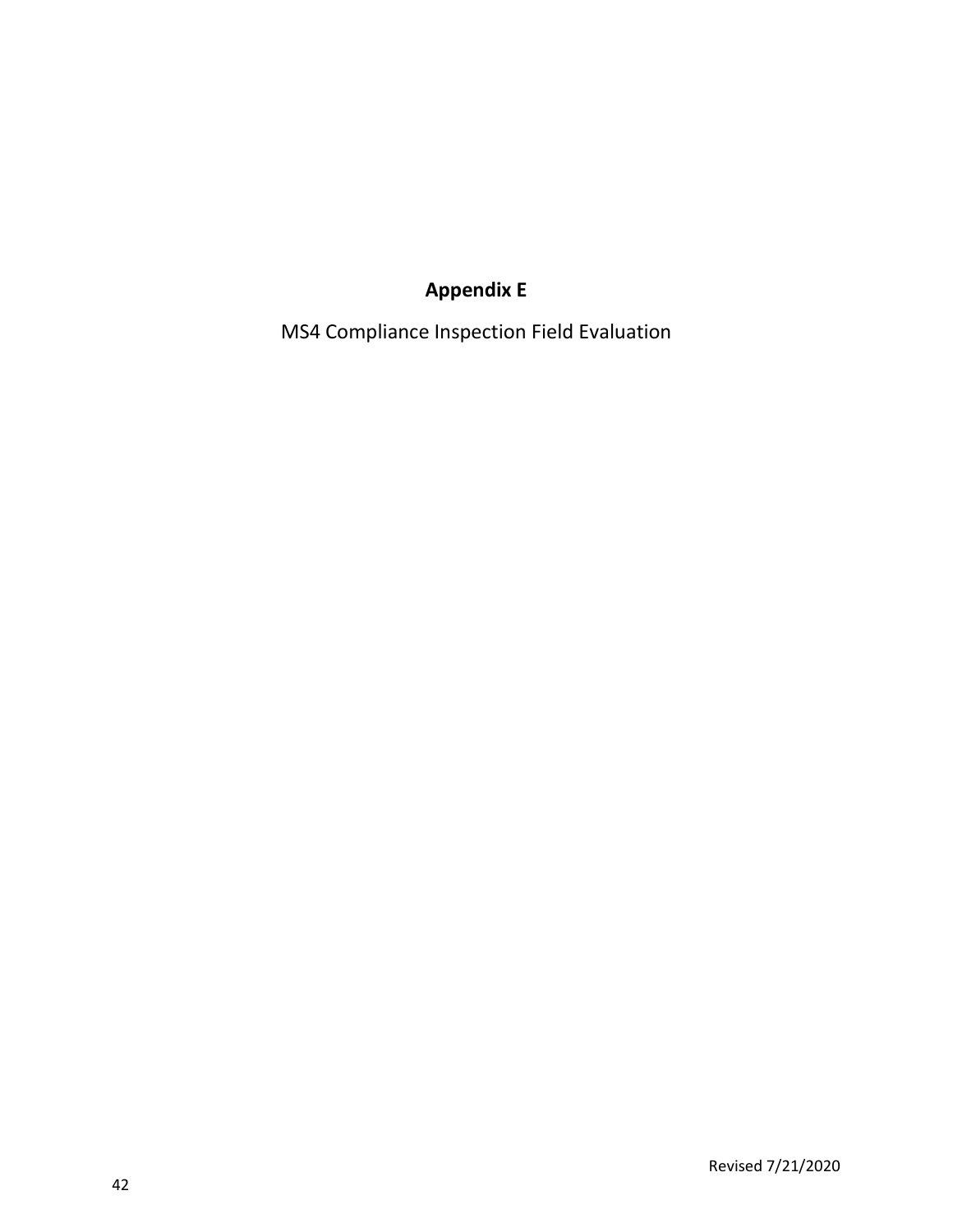# Appendix E

MS4 Compliance Inspection Field Evaluation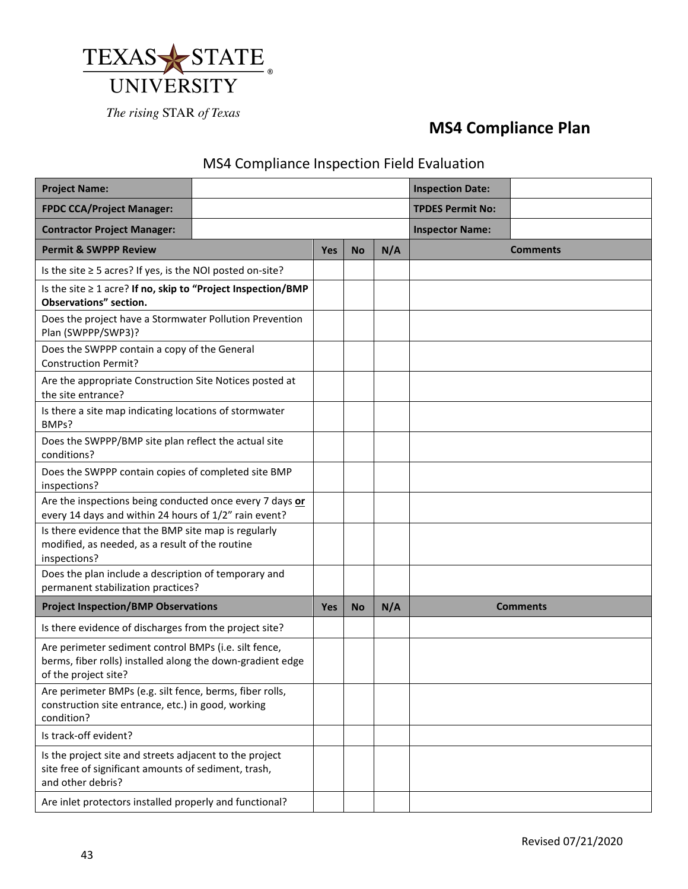Texas State University

*The rising STAR of Texas*

## MS4 Compliance Plan

### MS4 Compliance Inspection Field Evaluation

| **Project Name:** | | **Inspection Date:** | |
|---|---|---|---|
| **FPDC CCA/Project Manager:** | | **TPDES Permit No:** | |
| **Contractor Project Manager:** | | **Inspector Name:** | |

| **Permit & SWPPP Review** | **Yes** | **No** | **N/A** | **Comments** |
|---|---|---|---|---|
| Is the site ≥ 5 acres? If yes, is the NOI posted on-site? | | | | |
| Is the site ≥ 1 acre? **If no, skip to "Project Inspection/BMP Observations" section.** | | | | |
| Does the project have a Stormwater Pollution Prevention Plan (SWPPP/SWP3)? | | | | |
| Does the SWPPP contain a copy of the General Construction Permit? | | | | |
| Are the appropriate Construction Site Notices posted at the site entrance? | | | | |
| Is there a site map indicating locations of stormwater BMPs? | | | | |
| Does the SWPPP/BMP site plan reflect the actual site conditions? | | | | |
| Does the SWPPP contain copies of completed site BMP inspections? | | | | |
| Are the inspections being conducted once every 7 days **or** every 14 days and within 24 hours of 1/2" rain event? | | | | |
| Is there evidence that the BMP site map is regularly modified, as needed, as a result of the routine inspections? | | | | |
| Does the plan include a description of temporary and permanent stabilization practices? | | | | |
| **Project Inspection/BMP Observations** | **Yes** | **No** | **N/A** | **Comments** |
| Is there evidence of discharges from the project site? | | | | |
| Are perimeter sediment control BMPs (i.e. silt fence, berms, fiber rolls) installed along the down-gradient edge of the project site? | | | | |
| Are perimeter BMPs (e.g. silt fence, berms, fiber rolls, construction site entrance, etc.) in good, working condition? | | | | |
| Is track-off evident? | | | | |
| Is the project site and streets adjacent to the project site free of significant amounts of sediment, trash, and other debris? | | | | |
| Are inlet protectors installed properly and functional? | | | | |

Revised 07/21/2020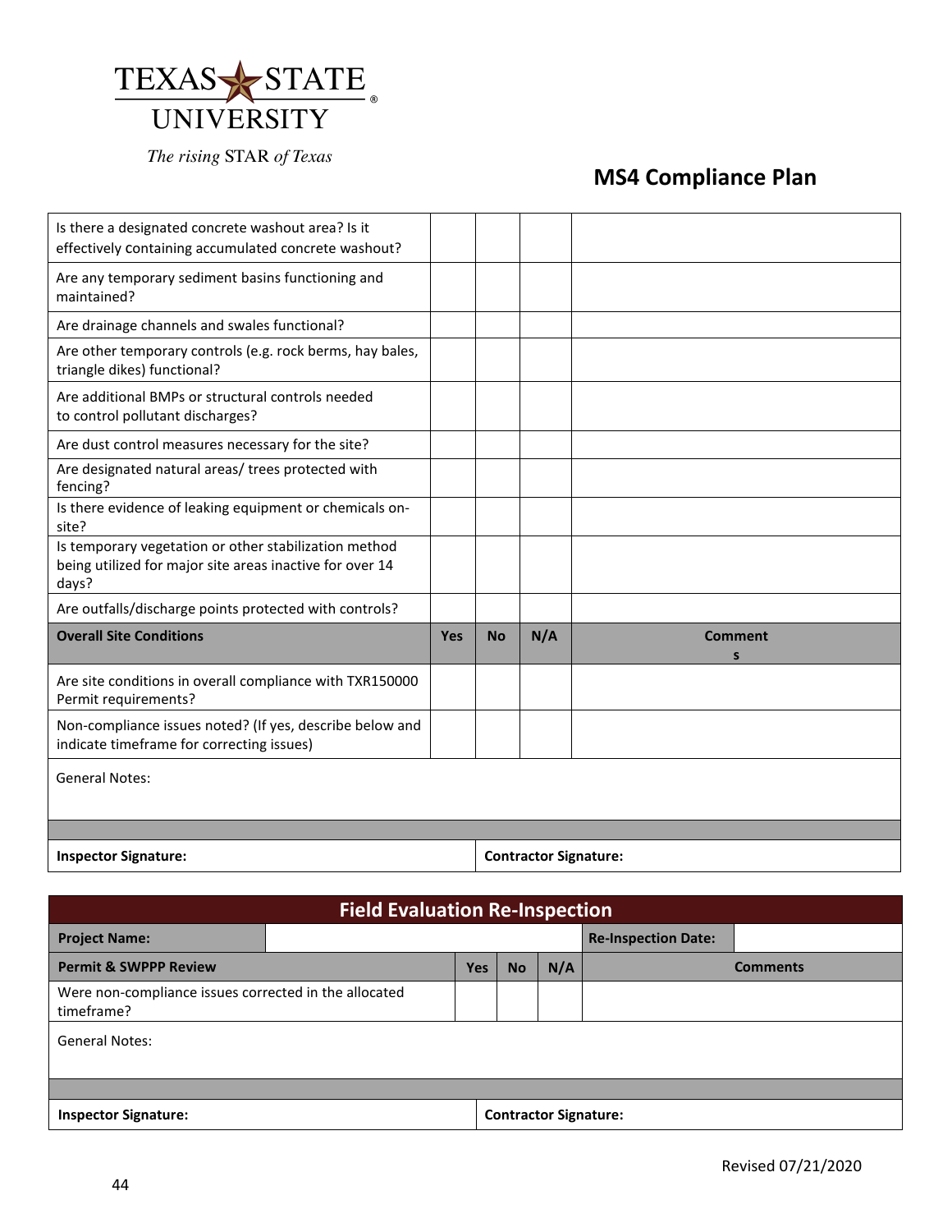## MS4 Compliance Plan

| | | | | |
|---|---|---|---|---|
| Is there a designated concrete washout area? Is it effectively containing accumulated concrete washout? | | | | |
| Are any temporary sediment basins functioning and maintained? | | | | |
| Are drainage channels and swales functional? | | | | |
| Are other temporary controls (e.g. rock berms, hay bales, triangle dikes) functional? | | | | |
| Are additional BMPs or structural controls needed to control pollutant discharges? | | | | |
| Are dust control measures necessary for the site? | | | | |
| Are designated natural areas/ trees protected with fencing? | | | | |
| Is there evidence of leaking equipment or chemicals on-site? | | | | |
| Is temporary vegetation or other stabilization method being utilized for major site areas inactive for over 14 days? | | | | |
| Are outfalls/discharge points protected with controls? | | | | |
| **Overall Site Conditions** | **Yes** | **No** | **N/A** | **Comments** |
| Are site conditions in overall compliance with TXR150000 Permit requirements? | | | | |
| Non-compliance issues noted? (If yes, describe below and indicate timeframe for correcting issues) | | | | |

General Notes:

| **Inspector Signature:** | **Contractor Signature:** |
|---|---|

| **Field Evaluation Re-Inspection** | | | | |
|---|---|---|---|---|
| **Project Name:** | | | **Re-Inspection Date:** | |
| **Permit & SWPPP Review** | **Yes** | **No** | **N/A** | **Comments** |
| Were non-compliance issues corrected in the allocated timeframe? | | | | |

General Notes:

| **Inspector Signature:** | **Contractor Signature:** |
|---|---|

Revised 07/21/2020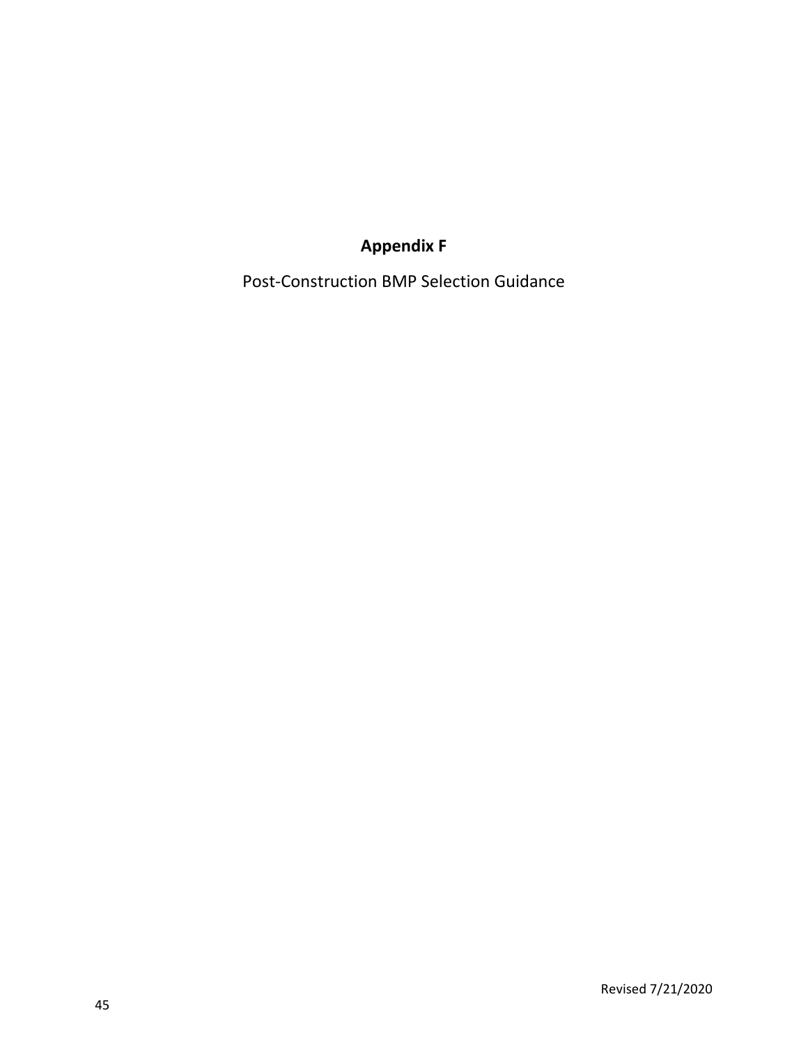# Appendix F

Post-Construction BMP Selection Guidance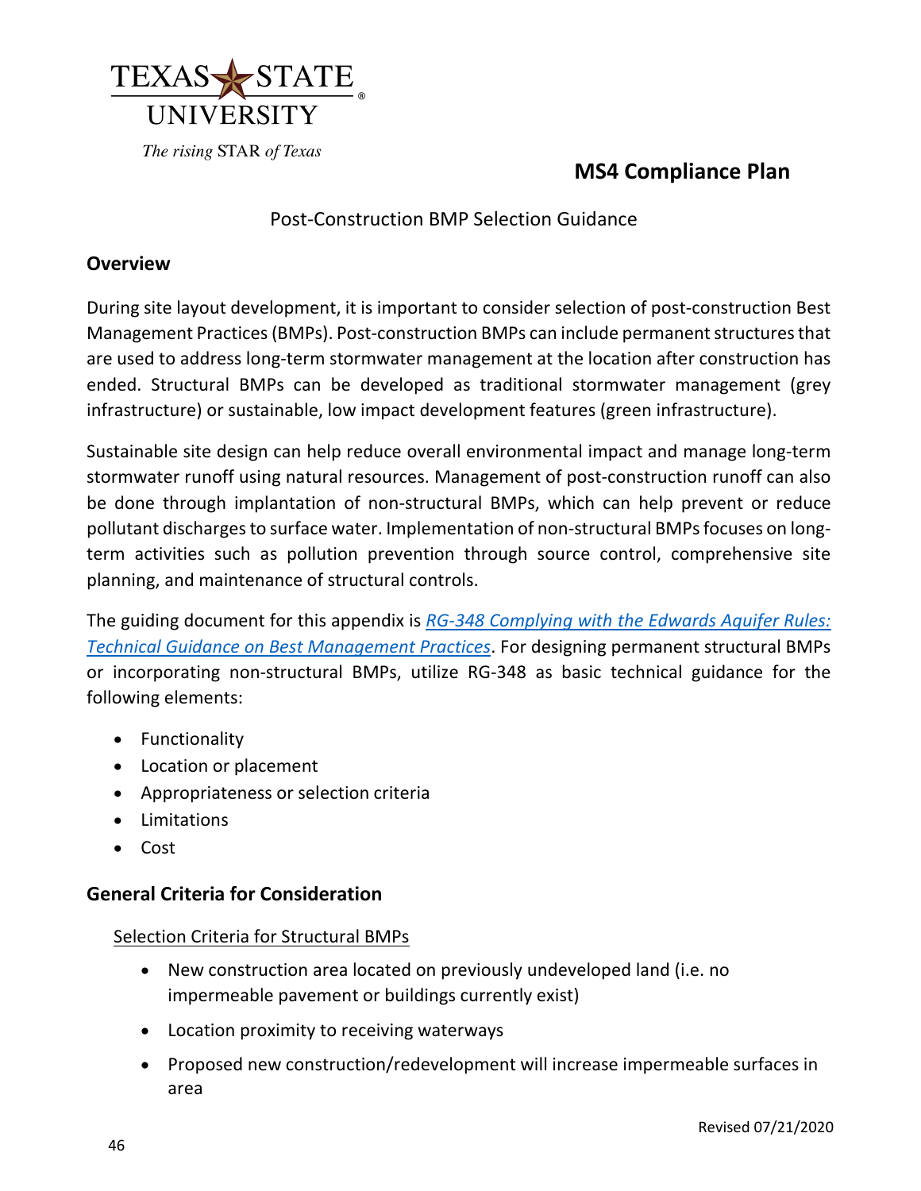# MS4 Compliance Plan

## Post-Construction BMP Selection Guidance

### Overview

During site layout development, it is important to consider selection of post-construction Best Management Practices (BMPs). Post-construction BMPs can include permanent structures that are used to address long-term stormwater management at the location after construction has ended. Structural BMPs can be developed as traditional stormwater management (grey infrastructure) or sustainable, low impact development features (green infrastructure).

Sustainable site design can help reduce overall environmental impact and manage long-term stormwater runoff using natural resources. Management of post-construction runoff can also be done through implantation of non-structural BMPs, which can help prevent or reduce pollutant discharges to surface water. Implementation of non-structural BMPs focuses on long-term activities such as pollution prevention through source control, comprehensive site planning, and maintenance of structural controls.

The guiding document for this appendix is *RG-348 Complying with the Edwards Aquifer Rules: Technical Guidance on Best Management Practices*. For designing permanent structural BMPs or incorporating non-structural BMPs, utilize RG-348 as basic technical guidance for the following elements:

- Functionality
- Location or placement
- Appropriateness or selection criteria
- Limitations
- Cost

### General Criteria for Consideration

Selection Criteria for Structural BMPs

- New construction area located on previously undeveloped land (i.e. no impermeable pavement or buildings currently exist)
- Location proximity to receiving waterways
- Proposed new construction/redevelopment will increase impermeable surfaces in area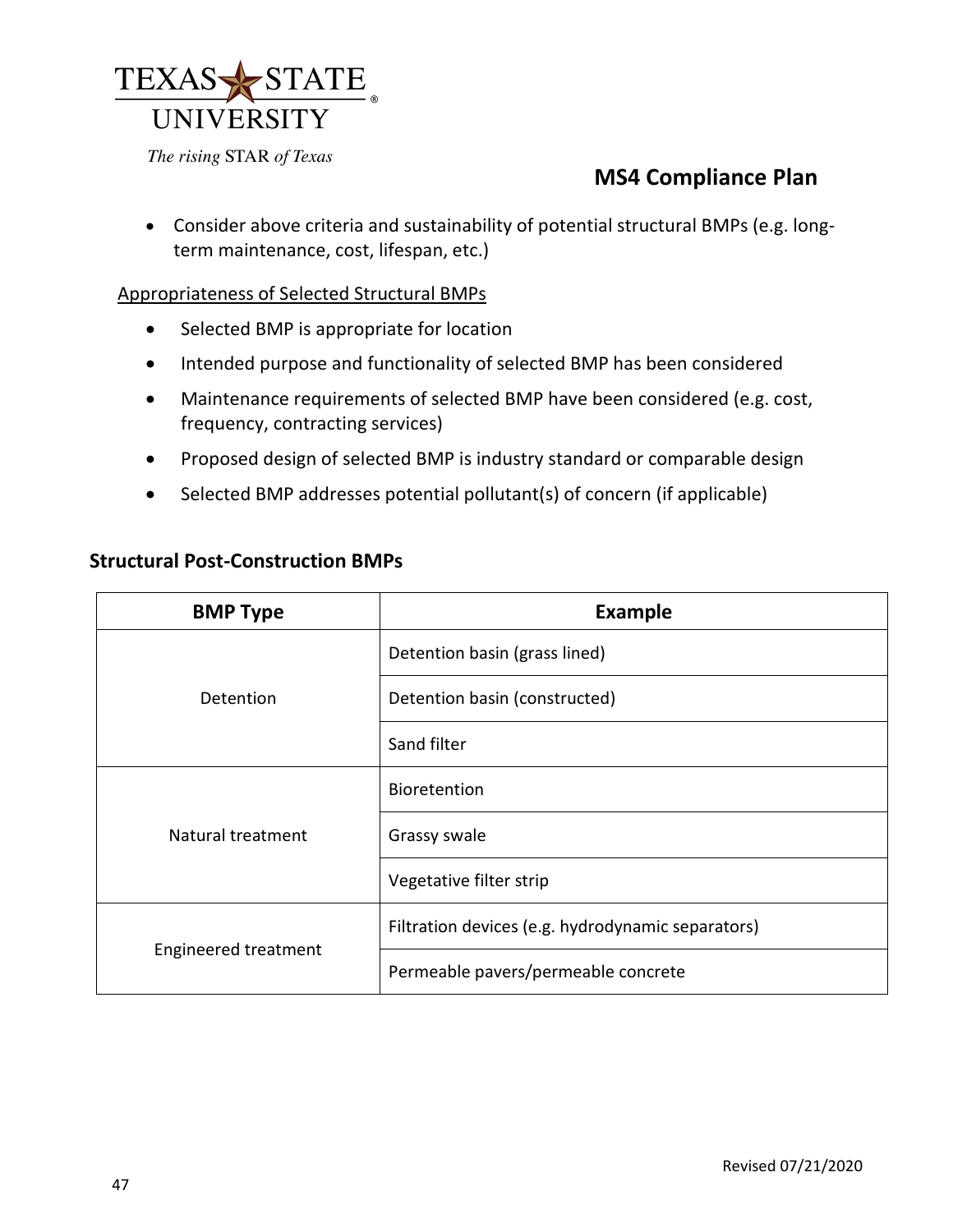- Consider above criteria and sustainability of potential structural BMPs (e.g. long-term maintenance, cost, lifespan, etc.)

Appropriateness of Selected Structural BMPs

- Selected BMP is appropriate for location
- Intended purpose and functionality of selected BMP has been considered
- Maintenance requirements of selected BMP have been considered (e.g. cost, frequency, contracting services)
- Proposed design of selected BMP is industry standard or comparable design
- Selected BMP addresses potential pollutant(s) of concern (if applicable)

### Structural Post-Construction BMPs

| BMP Type | Example |
|---|---|
| Detention | Detention basin (grass lined) |
| | Detention basin (constructed) |
| | Sand filter |
| Natural treatment | Bioretention |
| | Grassy swale |
| | Vegetative filter strip |
| Engineered treatment | Filtration devices (e.g. hydrodynamic separators) |
| | Permeable pavers/permeable concrete |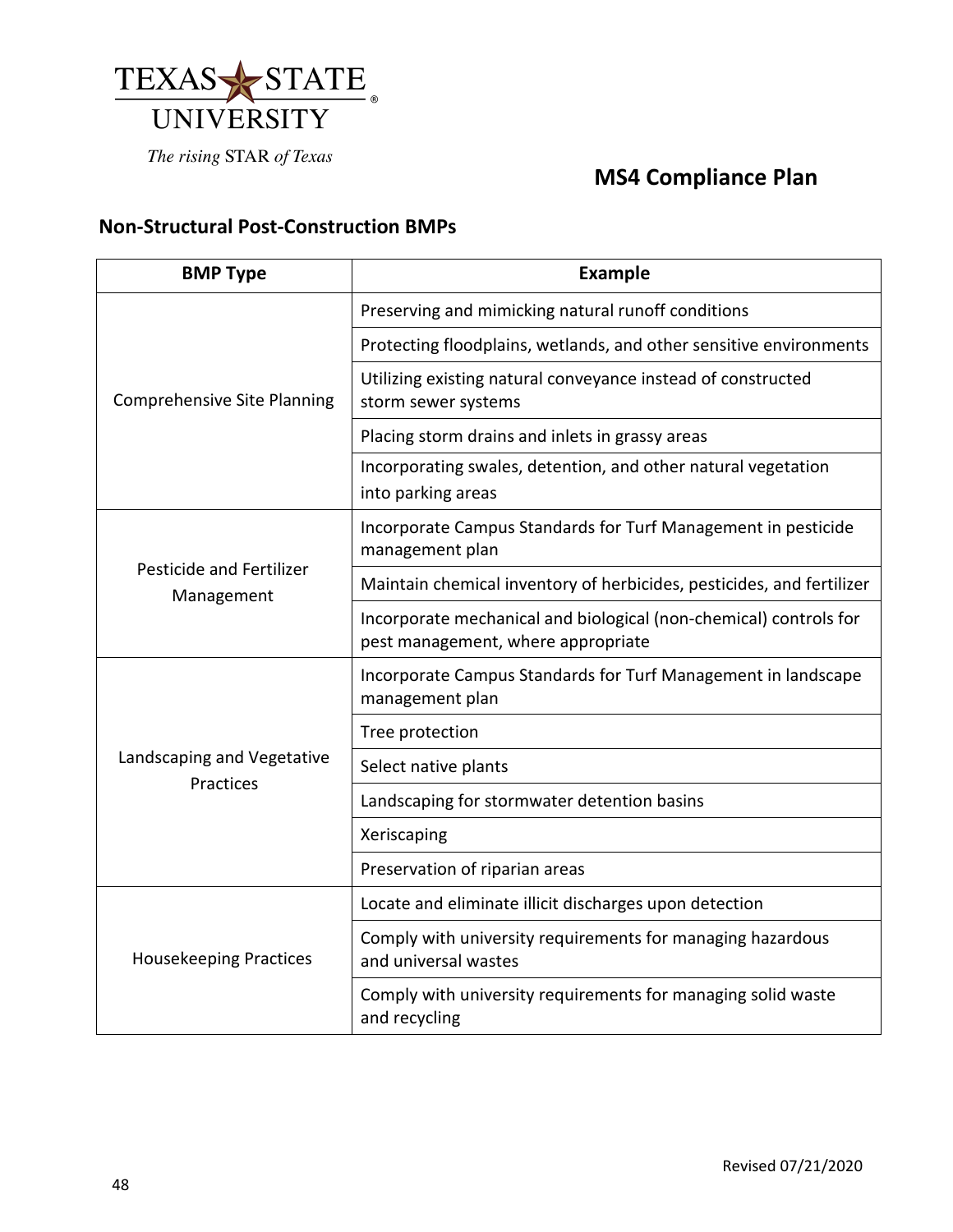## Non-Structural Post-Construction BMPs

| BMP Type | Example |
|---|---|
| Comprehensive Site Planning | Preserving and mimicking natural runoff conditions |
| | Protecting floodplains, wetlands, and other sensitive environments |
| | Utilizing existing natural conveyance instead of constructed storm sewer systems |
| | Placing storm drains and inlets in grassy areas |
| | Incorporating swales, detention, and other natural vegetation into parking areas |
| Pesticide and Fertilizer Management | Incorporate Campus Standards for Turf Management in pesticide management plan |
| | Maintain chemical inventory of herbicides, pesticides, and fertilizer |
| | Incorporate mechanical and biological (non-chemical) controls for pest management, where appropriate |
| Landscaping and Vegetative Practices | Incorporate Campus Standards for Turf Management in landscape management plan |
| | Tree protection |
| | Select native plants |
| | Landscaping for stormwater detention basins |
| | Xeriscaping |
| | Preservation of riparian areas |
| Housekeeping Practices | Locate and eliminate illicit discharges upon detection |
| | Comply with university requirements for managing hazardous and universal wastes |
| | Comply with university requirements for managing solid waste and recycling |